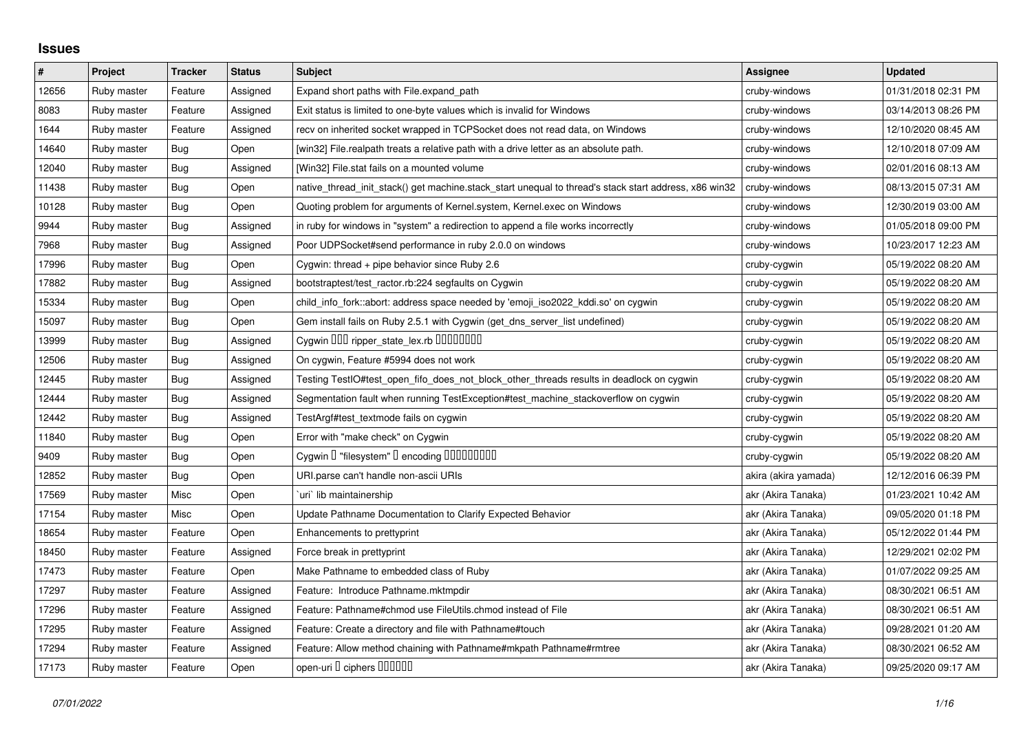# Issues

| # | Project | Tracker | Status | Subject | Assignee | Updated |
|---|---|---|---|---|---|---|
| 12656 | Ruby master | Feature | Assigned | Expand short paths with File.expand_path | cruby-windows | 01/31/2018 02:31 PM |
| 8083 | Ruby master | Feature | Assigned | Exit status is limited to one-byte values which is invalid for Windows | cruby-windows | 03/14/2013 08:26 PM |
| 1644 | Ruby master | Feature | Assigned | recv on inherited socket wrapped in TCPSocket does not read data, on Windows | cruby-windows | 12/10/2020 08:45 AM |
| 14640 | Ruby master | Bug | Open | [win32] File.realpath treats a relative path with a drive letter as an absolute path. | cruby-windows | 12/10/2018 07:09 AM |
| 12040 | Ruby master | Bug | Assigned | [Win32] File.stat fails on a mounted volume | cruby-windows | 02/01/2016 08:13 AM |
| 11438 | Ruby master | Bug | Open | native_thread_init_stack() get machine.stack_start unequal to thread's stack start address, x86 win32 | cruby-windows | 08/13/2015 07:31 AM |
| 10128 | Ruby master | Bug | Open | Quoting problem for arguments of Kernel.system, Kernel.exec on Windows | cruby-windows | 12/30/2019 03:00 AM |
| 9944 | Ruby master | Bug | Assigned | in ruby for windows in "system" a redirection to append a file works incorrectly | cruby-windows | 01/05/2018 09:00 PM |
| 7968 | Ruby master | Bug | Assigned | Poor UDPSocket#send performance in ruby 2.0.0 on windows | cruby-windows | 10/23/2017 12:23 AM |
| 17996 | Ruby master | Bug | Open | Cygwin: thread + pipe behavior since Ruby 2.6 | cruby-cygwin | 05/19/2022 08:20 AM |
| 17882 | Ruby master | Bug | Assigned | bootstraptest/test_ractor.rb:224 segfaults on Cygwin | cruby-cygwin | 05/19/2022 08:20 AM |
| 15334 | Ruby master | Bug | Open | child_info_fork::abort: address space needed by 'emoji_iso2022_kddi.so' on cygwin | cruby-cygwin | 05/19/2022 08:20 AM |
| 15097 | Ruby master | Bug | Open | Gem install fails on Ruby 2.5.1 with Cygwin (get_dns_server_list undefined) | cruby-cygwin | 05/19/2022 08:20 AM |
| 13999 | Ruby master | Bug | Assigned | Cygwin ��� ripper_state_lex.rb ��������� | cruby-cygwin | 05/19/2022 08:20 AM |
| 12506 | Ruby master | Bug | Assigned | On cygwin, Feature #5994 does not work | cruby-cygwin | 05/19/2022 08:20 AM |
| 12445 | Ruby master | Bug | Assigned | Testing TestIO#test_open_fifo_does_not_block_other_threads results in deadlock on cygwin | cruby-cygwin | 05/19/2022 08:20 AM |
| 12444 | Ruby master | Bug | Assigned | Segmentation fault when running TestException#test_machine_stackoverflow on cygwin | cruby-cygwin | 05/19/2022 08:20 AM |
| 12442 | Ruby master | Bug | Assigned | TestArgf#test_textmode fails on cygwin | cruby-cygwin | 05/19/2022 08:20 AM |
| 11840 | Ruby master | Bug | Open | Error with "make check" on Cygwin | cruby-cygwin | 05/19/2022 08:20 AM |
| 9409 | Ruby master | Bug | Open | Cygwin � "filesystem" � encoding ��������� | cruby-cygwin | 05/19/2022 08:20 AM |
| 12852 | Ruby master | Bug | Open | URI.parse can't handle non-ascii URIs | akira (akira yamada) | 12/12/2016 06:39 PM |
| 17569 | Ruby master | Misc | Open | `uri` lib maintainership | akr (Akira Tanaka) | 01/23/2021 10:42 AM |
| 17154 | Ruby master | Misc | Open | Update Pathname Documentation to Clarify Expected Behavior | akr (Akira Tanaka) | 09/05/2020 01:18 PM |
| 18654 | Ruby master | Feature | Open | Enhancements to prettyprint | akr (Akira Tanaka) | 05/12/2022 01:44 PM |
| 18450 | Ruby master | Feature | Assigned | Force break in prettyprint | akr (Akira Tanaka) | 12/29/2021 02:02 PM |
| 17473 | Ruby master | Feature | Open | Make Pathname to embedded class of Ruby | akr (Akira Tanaka) | 01/07/2022 09:25 AM |
| 17297 | Ruby master | Feature | Assigned | Feature: Introduce Pathname.mktmpdir | akr (Akira Tanaka) | 08/30/2021 06:51 AM |
| 17296 | Ruby master | Feature | Assigned | Feature: Pathname#chmod use FileUtils.chmod instead of File | akr (Akira Tanaka) | 08/30/2021 06:51 AM |
| 17295 | Ruby master | Feature | Assigned | Feature: Create a directory and file with Pathname#touch | akr (Akira Tanaka) | 09/28/2021 01:20 AM |
| 17294 | Ruby master | Feature | Assigned | Feature: Allow method chaining with Pathname#mkpath Pathname#rmtree | akr (Akira Tanaka) | 08/30/2021 06:52 AM |
| 17173 | Ruby master | Feature | Open | open-uri � ciphers ������ | akr (Akira Tanaka) | 09/25/2020 09:17 AM |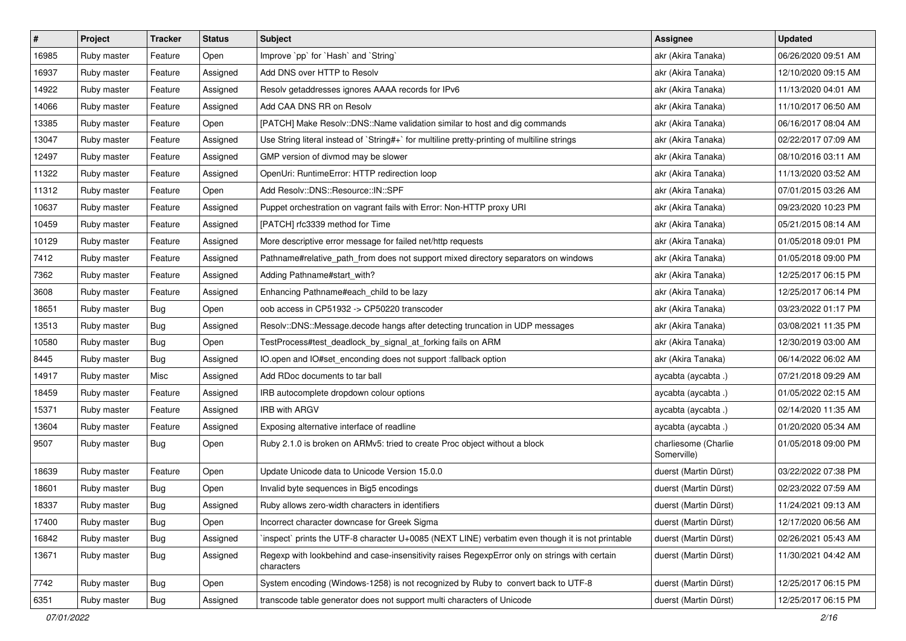| # | Project | Tracker | Status | Subject | Assignee | Updated |
|---|---|---|---|---|---|---|
| 16985 | Ruby master | Feature | Open | Improve `pp` for `Hash` and `String` | akr (Akira Tanaka) | 06/26/2020 09:51 AM |
| 16937 | Ruby master | Feature | Assigned | Add DNS over HTTP to Resolv | akr (Akira Tanaka) | 12/10/2020 09:15 AM |
| 14922 | Ruby master | Feature | Assigned | Resolv getaddresses ignores AAAA records for IPv6 | akr (Akira Tanaka) | 11/13/2020 04:01 AM |
| 14066 | Ruby master | Feature | Assigned | Add CAA DNS RR on Resolv | akr (Akira Tanaka) | 11/10/2017 06:50 AM |
| 13385 | Ruby master | Feature | Open | [PATCH] Make Resolv::DNS::Name validation similar to host and dig commands | akr (Akira Tanaka) | 06/16/2017 08:04 AM |
| 13047 | Ruby master | Feature | Assigned | Use String literal instead of `String#+` for multiline pretty-printing of multiline strings | akr (Akira Tanaka) | 02/22/2017 07:09 AM |
| 12497 | Ruby master | Feature | Assigned | GMP version of divmod may be slower | akr (Akira Tanaka) | 08/10/2016 03:11 AM |
| 11322 | Ruby master | Feature | Assigned | OpenUri: RuntimeError: HTTP redirection loop | akr (Akira Tanaka) | 11/13/2020 03:52 AM |
| 11312 | Ruby master | Feature | Open | Add Resolv::DNS::Resource::IN::SPF | akr (Akira Tanaka) | 07/01/2015 03:26 AM |
| 10637 | Ruby master | Feature | Assigned | Puppet orchestration on vagrant fails with Error: Non-HTTP proxy URI | akr (Akira Tanaka) | 09/23/2020 10:23 PM |
| 10459 | Ruby master | Feature | Assigned | [PATCH] rfc3339 method for Time | akr (Akira Tanaka) | 05/21/2015 08:14 AM |
| 10129 | Ruby master | Feature | Assigned | More descriptive error message for failed net/http requests | akr (Akira Tanaka) | 01/05/2018 09:01 PM |
| 7412 | Ruby master | Feature | Assigned | Pathname#relative_path_from does not support mixed directory separators on windows | akr (Akira Tanaka) | 01/05/2018 09:00 PM |
| 7362 | Ruby master | Feature | Assigned | Adding Pathname#start_with? | akr (Akira Tanaka) | 12/25/2017 06:15 PM |
| 3608 | Ruby master | Feature | Assigned | Enhancing Pathname#each_child to be lazy | akr (Akira Tanaka) | 12/25/2017 06:14 PM |
| 18651 | Ruby master | Bug | Open | oob access in CP51932 -> CP50220 transcoder | akr (Akira Tanaka) | 03/23/2022 01:17 PM |
| 13513 | Ruby master | Bug | Assigned | Resolv::DNS::Message.decode hangs after detecting truncation in UDP messages | akr (Akira Tanaka) | 03/08/2021 11:35 PM |
| 10580 | Ruby master | Bug | Open | TestProcess#test_deadlock_by_signal_at_forking fails on ARM | akr (Akira Tanaka) | 12/30/2019 03:00 AM |
| 8445 | Ruby master | Bug | Assigned | IO.open and IO#set_enconding does not support :fallback option | akr (Akira Tanaka) | 06/14/2022 06:02 AM |
| 14917 | Ruby master | Misc | Assigned | Add RDoc documents to tar ball | aycabta (aycabta .) | 07/21/2018 09:29 AM |
| 18459 | Ruby master | Feature | Assigned | IRB autocomplete dropdown colour options | aycabta (aycabta .) | 01/05/2022 02:15 AM |
| 15371 | Ruby master | Feature | Assigned | IRB with ARGV | aycabta (aycabta .) | 02/14/2020 11:35 AM |
| 13604 | Ruby master | Feature | Assigned | Exposing alternative interface of readline | aycabta (aycabta .) | 01/20/2020 05:34 AM |
| 9507 | Ruby master | Bug | Open | Ruby 2.1.0 is broken on ARMv5: tried to create Proc object without a block | charliesome (Charlie Somerville) | 01/05/2018 09:00 PM |
| 18639 | Ruby master | Feature | Open | Update Unicode data to Unicode Version 15.0.0 | duerst (Martin Dürst) | 03/22/2022 07:38 PM |
| 18601 | Ruby master | Bug | Open | Invalid byte sequences in Big5 encodings | duerst (Martin Dürst) | 02/23/2022 07:59 AM |
| 18337 | Ruby master | Bug | Assigned | Ruby allows zero-width characters in identifiers | duerst (Martin Dürst) | 11/24/2021 09:13 AM |
| 17400 | Ruby master | Bug | Open | Incorrect character downcase for Greek Sigma | duerst (Martin Dürst) | 12/17/2020 06:56 AM |
| 16842 | Ruby master | Bug | Assigned | `inspect` prints the UTF-8 character U+0085 (NEXT LINE) verbatim even though it is not printable | duerst (Martin Dürst) | 02/26/2021 05:43 AM |
| 13671 | Ruby master | Bug | Assigned | Regexp with lookbehind and case-insensitivity raises RegexpError only on strings with certain characters | duerst (Martin Dürst) | 11/30/2021 04:42 AM |
| 7742 | Ruby master | Bug | Open | System encoding (Windows-1258) is not recognized by Ruby to convert back to UTF-8 | duerst (Martin Dürst) | 12/25/2017 06:15 PM |
| 6351 | Ruby master | Bug | Assigned | transcode table generator does not support multi characters of Unicode | duerst (Martin Dürst) | 12/25/2017 06:15 PM |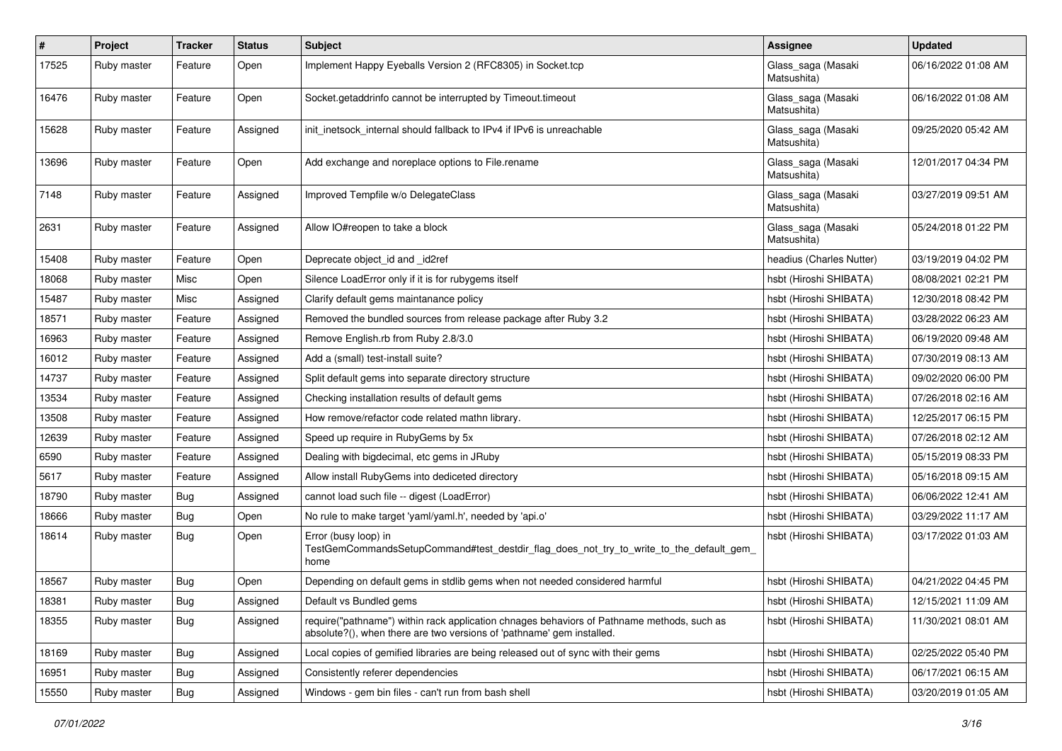| # | Project | Tracker | Status | Subject | Assignee | Updated |
| --- | --- | --- | --- | --- | --- | --- |
| 17525 | Ruby master | Feature | Open | Implement Happy Eyeballs Version 2 (RFC8305) in Socket.tcp | Glass_saga (Masaki Matsushita) | 06/16/2022 01:08 AM |
| 16476 | Ruby master | Feature | Open | Socket.getaddrinfo cannot be interrupted by Timeout.timeout | Glass_saga (Masaki Matsushita) | 06/16/2022 01:08 AM |
| 15628 | Ruby master | Feature | Assigned | init_inetsock_internal should fallback to IPv4 if IPv6 is unreachable | Glass_saga (Masaki Matsushita) | 09/25/2020 05:42 AM |
| 13696 | Ruby master | Feature | Open | Add exchange and noreplace options to File.rename | Glass_saga (Masaki Matsushita) | 12/01/2017 04:34 PM |
| 7148 | Ruby master | Feature | Assigned | Improved Tempfile w/o DelegateClass | Glass_saga (Masaki Matsushita) | 03/27/2019 09:51 AM |
| 2631 | Ruby master | Feature | Assigned | Allow IO#reopen to take a block | Glass_saga (Masaki Matsushita) | 05/24/2018 01:22 PM |
| 15408 | Ruby master | Feature | Open | Deprecate object_id and _id2ref | headius (Charles Nutter) | 03/19/2019 04:02 PM |
| 18068 | Ruby master | Misc | Open | Silence LoadError only if it is for rubygems itself | hsbt (Hiroshi SHIBATA) | 08/08/2021 02:21 PM |
| 15487 | Ruby master | Misc | Assigned | Clarify default gems maintanance policy | hsbt (Hiroshi SHIBATA) | 12/30/2018 08:42 PM |
| 18571 | Ruby master | Feature | Assigned | Removed the bundled sources from release package after Ruby 3.2 | hsbt (Hiroshi SHIBATA) | 03/28/2022 06:23 AM |
| 16963 | Ruby master | Feature | Assigned | Remove English.rb from Ruby 2.8/3.0 | hsbt (Hiroshi SHIBATA) | 06/19/2020 09:48 AM |
| 16012 | Ruby master | Feature | Assigned | Add a (small) test-install suite? | hsbt (Hiroshi SHIBATA) | 07/30/2019 08:13 AM |
| 14737 | Ruby master | Feature | Assigned | Split default gems into separate directory structure | hsbt (Hiroshi SHIBATA) | 09/02/2020 06:00 PM |
| 13534 | Ruby master | Feature | Assigned | Checking installation results of default gems | hsbt (Hiroshi SHIBATA) | 07/26/2018 02:16 AM |
| 13508 | Ruby master | Feature | Assigned | How remove/refactor code related mathn library. | hsbt (Hiroshi SHIBATA) | 12/25/2017 06:15 PM |
| 12639 | Ruby master | Feature | Assigned | Speed up require in RubyGems by 5x | hsbt (Hiroshi SHIBATA) | 07/26/2018 02:12 AM |
| 6590 | Ruby master | Feature | Assigned | Dealing with bigdecimal, etc gems in JRuby | hsbt (Hiroshi SHIBATA) | 05/15/2019 08:33 PM |
| 5617 | Ruby master | Feature | Assigned | Allow install RubyGems into dediceted directory | hsbt (Hiroshi SHIBATA) | 05/16/2018 09:15 AM |
| 18790 | Ruby master | Bug | Assigned | cannot load such file -- digest (LoadError) | hsbt (Hiroshi SHIBATA) | 06/06/2022 12:41 AM |
| 18666 | Ruby master | Bug | Open | No rule to make target 'yaml/yaml.h', needed by 'api.o' | hsbt (Hiroshi SHIBATA) | 03/29/2022 11:17 AM |
| 18614 | Ruby master | Bug | Open | Error (busy loop) in TestGemCommandsSetupCommand#test_destdir_flag_does_not_try_to_write_to_the_default_gem_home | hsbt (Hiroshi SHIBATA) | 03/17/2022 01:03 AM |
| 18567 | Ruby master | Bug | Open | Depending on default gems in stdlib gems when not needed considered harmful | hsbt (Hiroshi SHIBATA) | 04/21/2022 04:45 PM |
| 18381 | Ruby master | Bug | Assigned | Default vs Bundled gems | hsbt (Hiroshi SHIBATA) | 12/15/2021 11:09 AM |
| 18355 | Ruby master | Bug | Assigned | require("pathname") within rack application chnages behaviors of Pathname methods, such as absolute?(), when there are two versions of 'pathname' gem installed. | hsbt (Hiroshi SHIBATA) | 11/30/2021 08:01 AM |
| 18169 | Ruby master | Bug | Assigned | Local copies of gemified libraries are being released out of sync with their gems | hsbt (Hiroshi SHIBATA) | 02/25/2022 05:40 PM |
| 16951 | Ruby master | Bug | Assigned | Consistently referer dependencies | hsbt (Hiroshi SHIBATA) | 06/17/2021 06:15 AM |
| 15550 | Ruby master | Bug | Assigned | Windows - gem bin files - can't run from bash shell | hsbt (Hiroshi SHIBATA) | 03/20/2019 01:05 AM |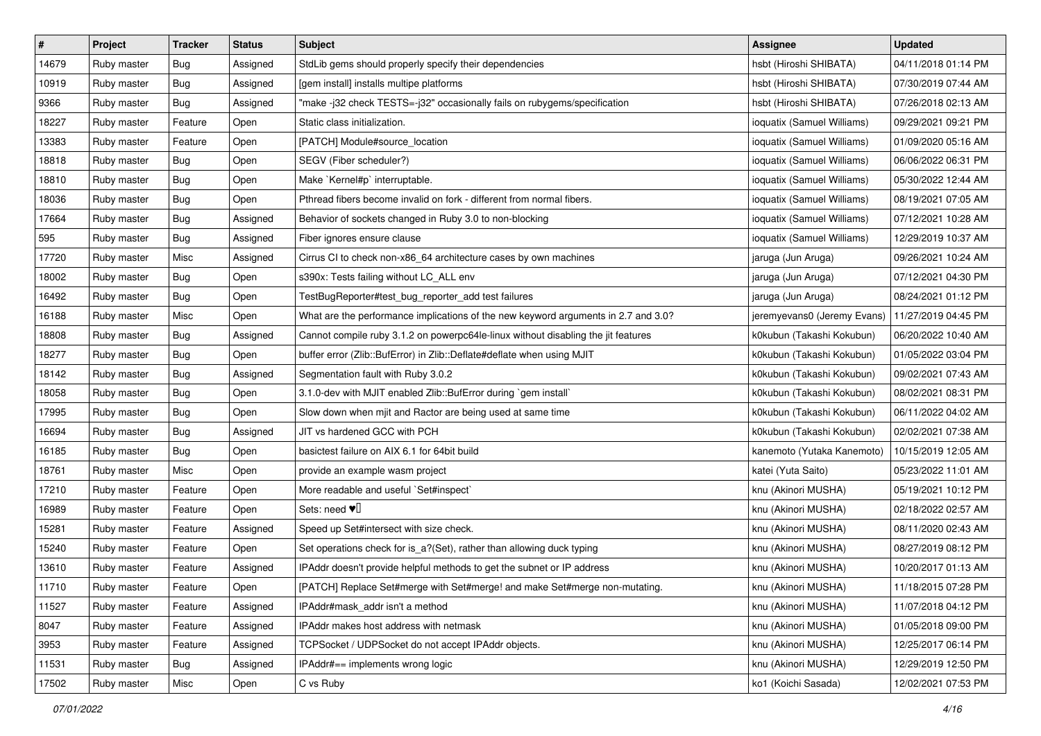| # | Project | Tracker | Status | Subject | Assignee | Updated |
|---|---|---|---|---|---|---|
| 14679 | Ruby master | Bug | Assigned | StdLib gems should properly specify their dependencies | hsbt (Hiroshi SHIBATA) | 04/11/2018 01:14 PM |
| 10919 | Ruby master | Bug | Assigned | [gem install] installs multipe platforms | hsbt (Hiroshi SHIBATA) | 07/30/2019 07:44 AM |
| 9366 | Ruby master | Bug | Assigned | "make -j32 check TESTS=-j32" occasionally fails on rubygems/specification | hsbt (Hiroshi SHIBATA) | 07/26/2018 02:13 AM |
| 18227 | Ruby master | Feature | Open | Static class initialization. | ioquatix (Samuel Williams) | 09/29/2021 09:21 PM |
| 13383 | Ruby master | Feature | Open | [PATCH] Module#source_location | ioquatix (Samuel Williams) | 01/09/2020 05:16 AM |
| 18818 | Ruby master | Bug | Open | SEGV (Fiber scheduler?) | ioquatix (Samuel Williams) | 06/06/2022 06:31 PM |
| 18810 | Ruby master | Bug | Open | Make `Kernel#p` interruptable. | ioquatix (Samuel Williams) | 05/30/2022 12:44 AM |
| 18036 | Ruby master | Bug | Open | Pthread fibers become invalid on fork - different from normal fibers. | ioquatix (Samuel Williams) | 08/19/2021 07:05 AM |
| 17664 | Ruby master | Bug | Assigned | Behavior of sockets changed in Ruby 3.0 to non-blocking | ioquatix (Samuel Williams) | 07/12/2021 10:28 AM |
| 595 | Ruby master | Bug | Assigned | Fiber ignores ensure clause | ioquatix (Samuel Williams) | 12/29/2019 10:37 AM |
| 17720 | Ruby master | Misc | Assigned | Cirrus CI to check non-x86_64 architecture cases by own machines | jaruga (Jun Aruga) | 09/26/2021 10:24 AM |
| 18002 | Ruby master | Bug | Open | s390x: Tests failing without LC_ALL env | jaruga (Jun Aruga) | 07/12/2021 04:30 PM |
| 16492 | Ruby master | Bug | Open | TestBugReporter#test_bug_reporter_add test failures | jaruga (Jun Aruga) | 08/24/2021 01:12 PM |
| 16188 | Ruby master | Misc | Open | What are the performance implications of the new keyword arguments in 2.7 and 3.0? | jeremyevans0 (Jeremy Evans) | 11/27/2019 04:45 PM |
| 18808 | Ruby master | Bug | Assigned | Cannot compile ruby 3.1.2 on powerpc64le-linux without disabling the jit features | k0kubun (Takashi Kokubun) | 06/20/2022 10:40 AM |
| 18277 | Ruby master | Bug | Open | buffer error (Zlib::BufError) in Zlib::Deflate#deflate when using MJIT | k0kubun (Takashi Kokubun) | 01/05/2022 03:04 PM |
| 18142 | Ruby master | Bug | Assigned | Segmentation fault with Ruby 3.0.2 | k0kubun (Takashi Kokubun) | 09/02/2021 07:43 AM |
| 18058 | Ruby master | Bug | Open | 3.1.0-dev with MJIT enabled Zlib::BufError during `gem install` | k0kubun (Takashi Kokubun) | 08/02/2021 08:31 PM |
| 17995 | Ruby master | Bug | Open | Slow down when mjit and Ractor are being used at same time | k0kubun (Takashi Kokubun) | 06/11/2022 04:02 AM |
| 16694 | Ruby master | Bug | Assigned | JIT vs hardened GCC with PCH | k0kubun (Takashi Kokubun) | 02/02/2021 07:38 AM |
| 16185 | Ruby master | Bug | Open | basictest failure on AIX 6.1 for 64bit build | kanemoto (Yutaka Kanemoto) | 10/15/2019 12:05 AM |
| 18761 | Ruby master | Misc | Open | provide an example wasm project | katei (Yuta Saito) | 05/23/2022 11:01 AM |
| 17210 | Ruby master | Feature | Open | More readable and useful `Set#inspect` | knu (Akinori MUSHA) | 05/19/2021 10:12 PM |
| 16989 | Ruby master | Feature | Open | Sets: need ♥️ | knu (Akinori MUSHA) | 02/18/2022 02:57 AM |
| 15281 | Ruby master | Feature | Assigned | Speed up Set#intersect with size check. | knu (Akinori MUSHA) | 08/11/2020 02:43 AM |
| 15240 | Ruby master | Feature | Open | Set operations check for is_a?(Set), rather than allowing duck typing | knu (Akinori MUSHA) | 08/27/2019 08:12 PM |
| 13610 | Ruby master | Feature | Assigned | IPAddr doesn't provide helpful methods to get the subnet or IP address | knu (Akinori MUSHA) | 10/20/2017 01:13 AM |
| 11710 | Ruby master | Feature | Open | [PATCH] Replace Set#merge with Set#merge! and make Set#merge non-mutating. | knu (Akinori MUSHA) | 11/18/2015 07:28 PM |
| 11527 | Ruby master | Feature | Assigned | IPAddr#mask_addr isn't a method | knu (Akinori MUSHA) | 11/07/2018 04:12 PM |
| 8047 | Ruby master | Feature | Assigned | IPAddr makes host address with netmask | knu (Akinori MUSHA) | 01/05/2018 09:00 PM |
| 3953 | Ruby master | Feature | Assigned | TCPSocket / UDPSocket do not accept IPAddr objects. | knu (Akinori MUSHA) | 12/25/2017 06:14 PM |
| 11531 | Ruby master | Bug | Assigned | IPAddr#== implements wrong logic | knu (Akinori MUSHA) | 12/29/2019 12:50 PM |
| 17502 | Ruby master | Misc | Open | C vs Ruby | ko1 (Koichi Sasada) | 12/02/2021 07:53 PM |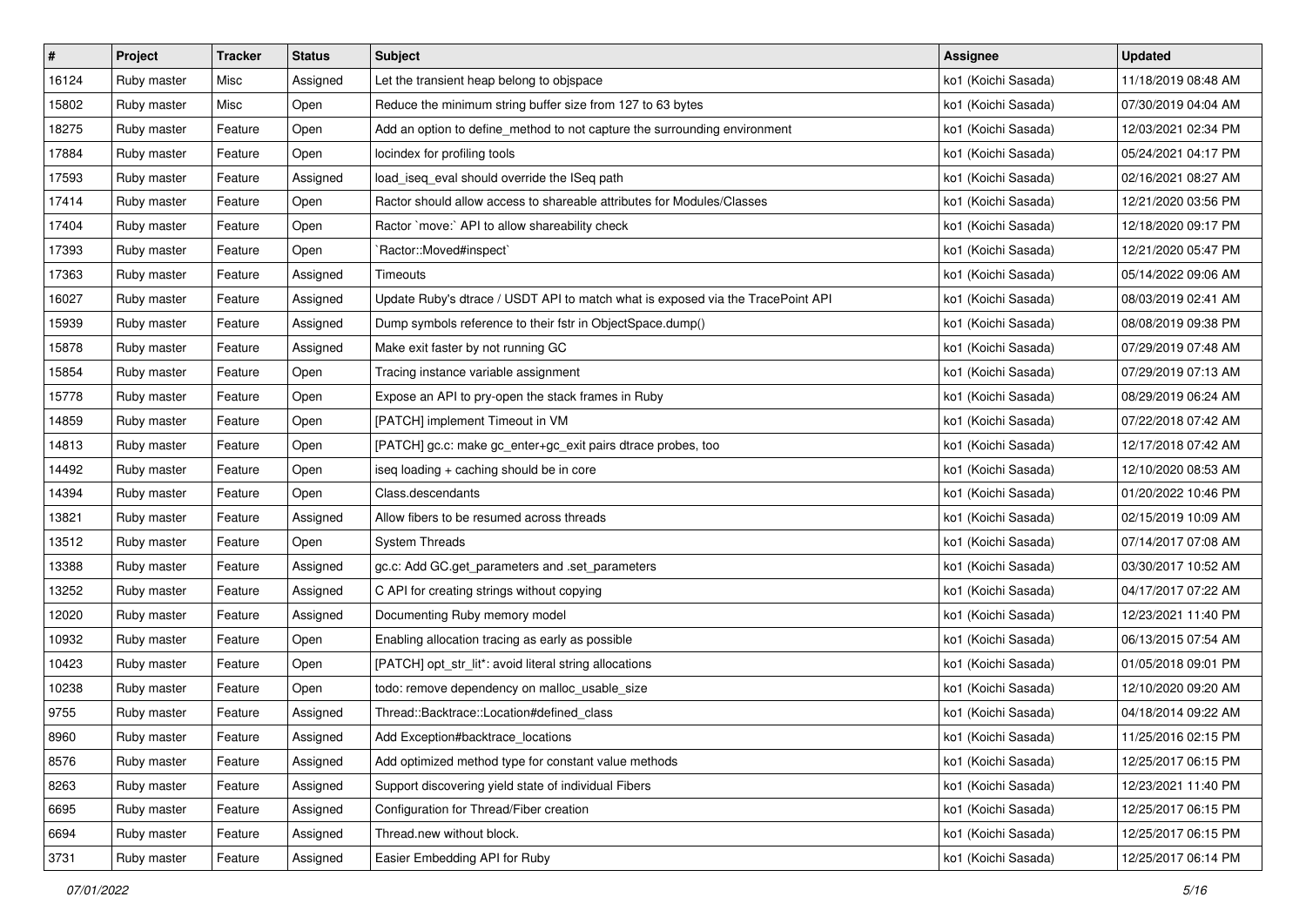| # | Project | Tracker | Status | Subject | Assignee | Updated |
|---|---|---|---|---|---|---|
| 16124 | Ruby master | Misc | Assigned | Let the transient heap belong to objspace | ko1 (Koichi Sasada) | 11/18/2019 08:48 AM |
| 15802 | Ruby master | Misc | Open | Reduce the minimum string buffer size from 127 to 63 bytes | ko1 (Koichi Sasada) | 07/30/2019 04:04 AM |
| 18275 | Ruby master | Feature | Open | Add an option to define_method to not capture the surrounding environment | ko1 (Koichi Sasada) | 12/03/2021 02:34 PM |
| 17884 | Ruby master | Feature | Open | locindex for profiling tools | ko1 (Koichi Sasada) | 05/24/2021 04:17 PM |
| 17593 | Ruby master | Feature | Assigned | load_iseq_eval should override the ISeq path | ko1 (Koichi Sasada) | 02/16/2021 08:27 AM |
| 17414 | Ruby master | Feature | Open | Ractor should allow access to shareable attributes for Modules/Classes | ko1 (Koichi Sasada) | 12/21/2020 03:56 PM |
| 17404 | Ruby master | Feature | Open | Ractor `move:` API to allow shareability check | ko1 (Koichi Sasada) | 12/18/2020 09:17 PM |
| 17393 | Ruby master | Feature | Open | `Ractor::Moved#inspect` | ko1 (Koichi Sasada) | 12/21/2020 05:47 PM |
| 17363 | Ruby master | Feature | Assigned | Timeouts | ko1 (Koichi Sasada) | 05/14/2022 09:06 AM |
| 16027 | Ruby master | Feature | Assigned | Update Ruby's dtrace / USDT API to match what is exposed via the TracePoint API | ko1 (Koichi Sasada) | 08/03/2019 02:41 AM |
| 15939 | Ruby master | Feature | Assigned | Dump symbols reference to their fstr in ObjectSpace.dump() | ko1 (Koichi Sasada) | 08/08/2019 09:38 PM |
| 15878 | Ruby master | Feature | Assigned | Make exit faster by not running GC | ko1 (Koichi Sasada) | 07/29/2019 07:48 AM |
| 15854 | Ruby master | Feature | Open | Tracing instance variable assignment | ko1 (Koichi Sasada) | 07/29/2019 07:13 AM |
| 15778 | Ruby master | Feature | Open | Expose an API to pry-open the stack frames in Ruby | ko1 (Koichi Sasada) | 08/29/2019 06:24 AM |
| 14859 | Ruby master | Feature | Open | [PATCH] implement Timeout in VM | ko1 (Koichi Sasada) | 07/22/2018 07:42 AM |
| 14813 | Ruby master | Feature | Open | [PATCH] gc.c: make gc_enter+gc_exit pairs dtrace probes, too | ko1 (Koichi Sasada) | 12/17/2018 07:42 AM |
| 14492 | Ruby master | Feature | Open | iseq loading + caching should be in core | ko1 (Koichi Sasada) | 12/10/2020 08:53 AM |
| 14394 | Ruby master | Feature | Open | Class.descendants | ko1 (Koichi Sasada) | 01/20/2022 10:46 PM |
| 13821 | Ruby master | Feature | Assigned | Allow fibers to be resumed across threads | ko1 (Koichi Sasada) | 02/15/2019 10:09 AM |
| 13512 | Ruby master | Feature | Open | System Threads | ko1 (Koichi Sasada) | 07/14/2017 07:08 AM |
| 13388 | Ruby master | Feature | Assigned | gc.c: Add GC.get_parameters and .set_parameters | ko1 (Koichi Sasada) | 03/30/2017 10:52 AM |
| 13252 | Ruby master | Feature | Assigned | C API for creating strings without copying | ko1 (Koichi Sasada) | 04/17/2017 07:22 AM |
| 12020 | Ruby master | Feature | Assigned | Documenting Ruby memory model | ko1 (Koichi Sasada) | 12/23/2021 11:40 PM |
| 10932 | Ruby master | Feature | Open | Enabling allocation tracing as early as possible | ko1 (Koichi Sasada) | 06/13/2015 07:54 AM |
| 10423 | Ruby master | Feature | Open | [PATCH] opt_str_lit*: avoid literal string allocations | ko1 (Koichi Sasada) | 01/05/2018 09:01 PM |
| 10238 | Ruby master | Feature | Open | todo: remove dependency on malloc_usable_size | ko1 (Koichi Sasada) | 12/10/2020 09:20 AM |
| 9755 | Ruby master | Feature | Assigned | Thread::Backtrace::Location#defined_class | ko1 (Koichi Sasada) | 04/18/2014 09:22 AM |
| 8960 | Ruby master | Feature | Assigned | Add Exception#backtrace_locations | ko1 (Koichi Sasada) | 11/25/2016 02:15 PM |
| 8576 | Ruby master | Feature | Assigned | Add optimized method type for constant value methods | ko1 (Koichi Sasada) | 12/25/2017 06:15 PM |
| 8263 | Ruby master | Feature | Assigned | Support discovering yield state of individual Fibers | ko1 (Koichi Sasada) | 12/23/2021 11:40 PM |
| 6695 | Ruby master | Feature | Assigned | Configuration for Thread/Fiber creation | ko1 (Koichi Sasada) | 12/25/2017 06:15 PM |
| 6694 | Ruby master | Feature | Assigned | Thread.new without block. | ko1 (Koichi Sasada) | 12/25/2017 06:15 PM |
| 3731 | Ruby master | Feature | Assigned | Easier Embedding API for Ruby | ko1 (Koichi Sasada) | 12/25/2017 06:14 PM |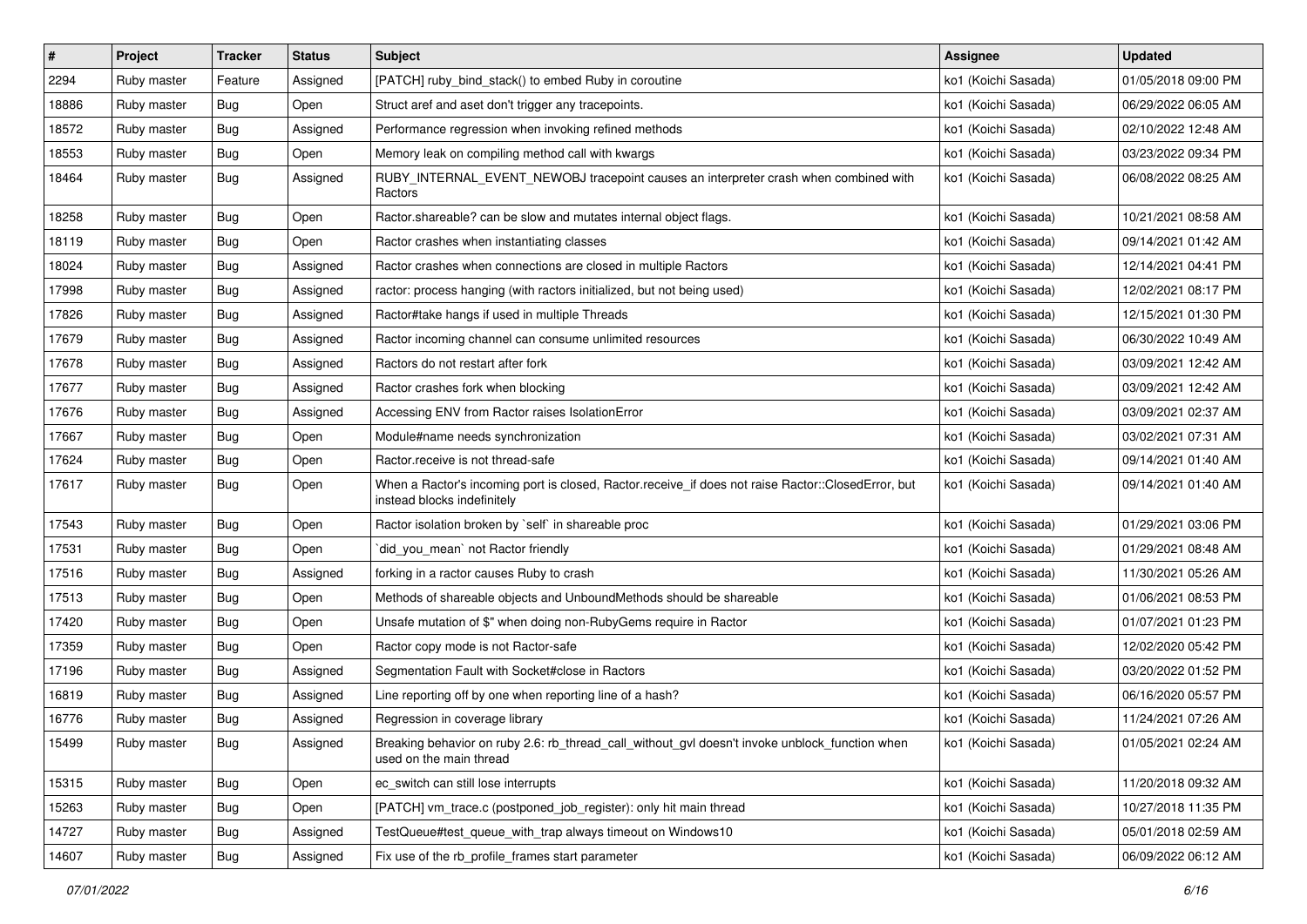| # | Project | Tracker | Status | Subject | Assignee | Updated |
|---|---|---|---|---|---|---|
| 2294 | Ruby master | Feature | Assigned | [PATCH] ruby_bind_stack() to embed Ruby in coroutine | ko1 (Koichi Sasada) | 01/05/2018 09:00 PM |
| 18886 | Ruby master | Bug | Open | Struct aref and aset don't trigger any tracepoints. | ko1 (Koichi Sasada) | 06/29/2022 06:05 AM |
| 18572 | Ruby master | Bug | Assigned | Performance regression when invoking refined methods | ko1 (Koichi Sasada) | 02/10/2022 12:48 AM |
| 18553 | Ruby master | Bug | Open | Memory leak on compiling method call with kwargs | ko1 (Koichi Sasada) | 03/23/2022 09:34 PM |
| 18464 | Ruby master | Bug | Assigned | RUBY_INTERNAL_EVENT_NEWOBJ tracepoint causes an interpreter crash when combined with Ractors | ko1 (Koichi Sasada) | 06/08/2022 08:25 AM |
| 18258 | Ruby master | Bug | Open | Ractor.shareable? can be slow and mutates internal object flags. | ko1 (Koichi Sasada) | 10/21/2021 08:58 AM |
| 18119 | Ruby master | Bug | Open | Ractor crashes when instantiating classes | ko1 (Koichi Sasada) | 09/14/2021 01:42 AM |
| 18024 | Ruby master | Bug | Assigned | Ractor crashes when connections are closed in multiple Ractors | ko1 (Koichi Sasada) | 12/14/2021 04:41 PM |
| 17998 | Ruby master | Bug | Assigned | ractor: process hanging (with ractors initialized, but not being used) | ko1 (Koichi Sasada) | 12/02/2021 08:17 PM |
| 17826 | Ruby master | Bug | Assigned | Ractor#take hangs if used in multiple Threads | ko1 (Koichi Sasada) | 12/15/2021 01:30 PM |
| 17679 | Ruby master | Bug | Assigned | Ractor incoming channel can consume unlimited resources | ko1 (Koichi Sasada) | 06/30/2022 10:49 AM |
| 17678 | Ruby master | Bug | Assigned | Ractors do not restart after fork | ko1 (Koichi Sasada) | 03/09/2021 12:42 AM |
| 17677 | Ruby master | Bug | Assigned | Ractor crashes fork when blocking | ko1 (Koichi Sasada) | 03/09/2021 12:42 AM |
| 17676 | Ruby master | Bug | Assigned | Accessing ENV from Ractor raises IsolationError | ko1 (Koichi Sasada) | 03/09/2021 02:37 AM |
| 17667 | Ruby master | Bug | Open | Module#name needs synchronization | ko1 (Koichi Sasada) | 03/02/2021 07:31 AM |
| 17624 | Ruby master | Bug | Open | Ractor.receive is not thread-safe | ko1 (Koichi Sasada) | 09/14/2021 01:40 AM |
| 17617 | Ruby master | Bug | Open | When a Ractor's incoming port is closed, Ractor.receive_if does not raise Ractor::ClosedError, but instead blocks indefinitely | ko1 (Koichi Sasada) | 09/14/2021 01:40 AM |
| 17543 | Ruby master | Bug | Open | Ractor isolation broken by `self` in shareable proc | ko1 (Koichi Sasada) | 01/29/2021 03:06 PM |
| 17531 | Ruby master | Bug | Open | `did_you_mean` not Ractor friendly | ko1 (Koichi Sasada) | 01/29/2021 08:48 AM |
| 17516 | Ruby master | Bug | Assigned | forking in a ractor causes Ruby to crash | ko1 (Koichi Sasada) | 11/30/2021 05:26 AM |
| 17513 | Ruby master | Bug | Open | Methods of shareable objects and UnboundMethods should be shareable | ko1 (Koichi Sasada) | 01/06/2021 08:53 PM |
| 17420 | Ruby master | Bug | Open | Unsafe mutation of $" when doing non-RubyGems require in Ractor | ko1 (Koichi Sasada) | 01/07/2021 01:23 PM |
| 17359 | Ruby master | Bug | Open | Ractor copy mode is not Ractor-safe | ko1 (Koichi Sasada) | 12/02/2020 05:42 PM |
| 17196 | Ruby master | Bug | Assigned | Segmentation Fault with Socket#close in Ractors | ko1 (Koichi Sasada) | 03/20/2022 01:52 PM |
| 16819 | Ruby master | Bug | Assigned | Line reporting off by one when reporting line of a hash? | ko1 (Koichi Sasada) | 06/16/2020 05:57 PM |
| 16776 | Ruby master | Bug | Assigned | Regression in coverage library | ko1 (Koichi Sasada) | 11/24/2021 07:26 AM |
| 15499 | Ruby master | Bug | Assigned | Breaking behavior on ruby 2.6: rb_thread_call_without_gvl doesn't invoke unblock_function when used on the main thread | ko1 (Koichi Sasada) | 01/05/2021 02:24 AM |
| 15315 | Ruby master | Bug | Open | ec_switch can still lose interrupts | ko1 (Koichi Sasada) | 11/20/2018 09:32 AM |
| 15263 | Ruby master | Bug | Open | [PATCH] vm_trace.c (postponed_job_register): only hit main thread | ko1 (Koichi Sasada) | 10/27/2018 11:35 PM |
| 14727 | Ruby master | Bug | Assigned | TestQueue#test_queue_with_trap always timeout on Windows10 | ko1 (Koichi Sasada) | 05/01/2018 02:59 AM |
| 14607 | Ruby master | Bug | Assigned | Fix use of the rb_profile_frames start parameter | ko1 (Koichi Sasada) | 06/09/2022 06:12 AM |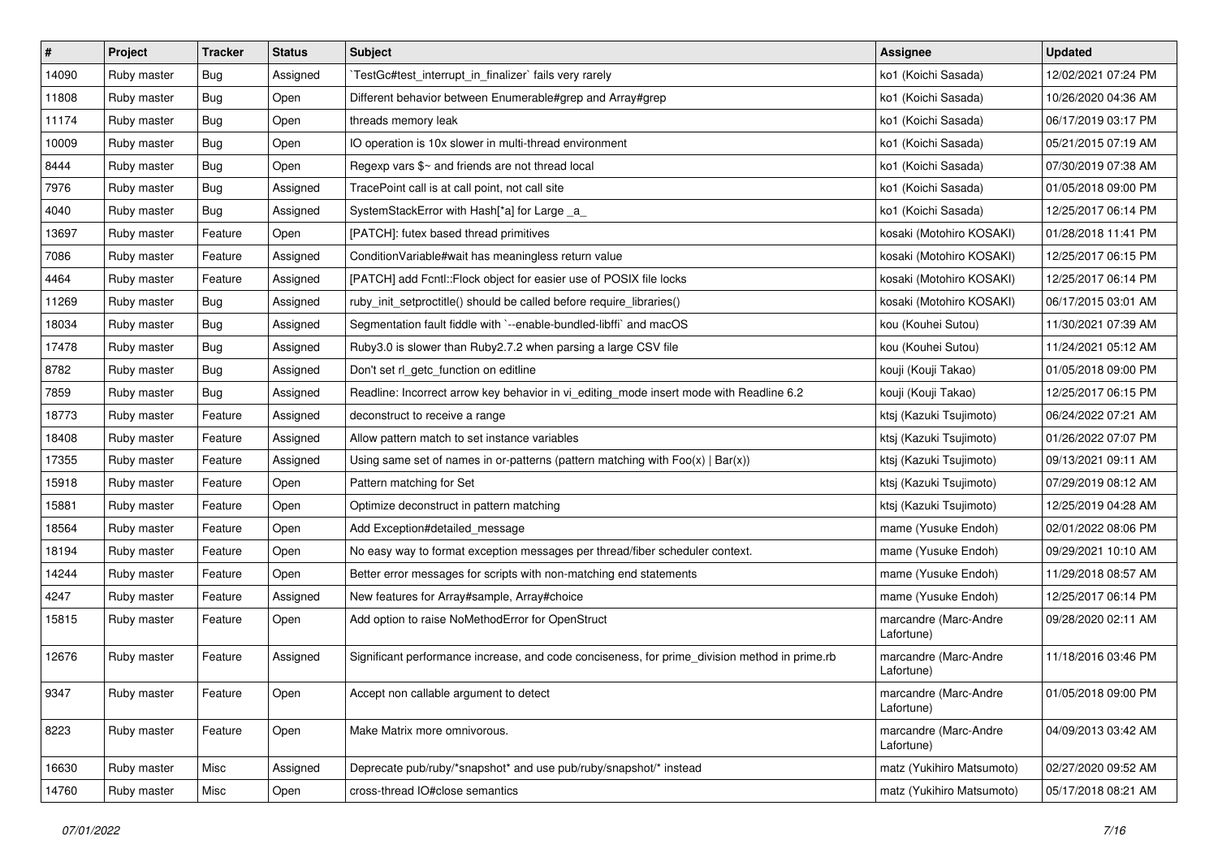| # | Project | Tracker | Status | Subject | Assignee | Updated |
|---|---|---|---|---|---|---|
| 14090 | Ruby master | Bug | Assigned | `TestGc#test_interrupt_in_finalizer` fails very rarely | ko1 (Koichi Sasada) | 12/02/2021 07:24 PM |
| 11808 | Ruby master | Bug | Open | Different behavior between Enumerable#grep and Array#grep | ko1 (Koichi Sasada) | 10/26/2020 04:36 AM |
| 11174 | Ruby master | Bug | Open | threads memory leak | ko1 (Koichi Sasada) | 06/17/2019 03:17 PM |
| 10009 | Ruby master | Bug | Open | IO operation is 10x slower in multi-thread environment | ko1 (Koichi Sasada) | 05/21/2015 07:19 AM |
| 8444 | Ruby master | Bug | Open | Regexp vars $~ and friends are not thread local | ko1 (Koichi Sasada) | 07/30/2019 07:38 AM |
| 7976 | Ruby master | Bug | Assigned | TracePoint call is at call point, not call site | ko1 (Koichi Sasada) | 01/05/2018 09:00 PM |
| 4040 | Ruby master | Bug | Assigned | SystemStackError with Hash[*a] for Large _a_ | ko1 (Koichi Sasada) | 12/25/2017 06:14 PM |
| 13697 | Ruby master | Feature | Open | [PATCH]: futex based thread primitives | kosaki (Motohiro KOSAKI) | 01/28/2018 11:41 PM |
| 7086 | Ruby master | Feature | Assigned | ConditionVariable#wait has meaningless return value | kosaki (Motohiro KOSAKI) | 12/25/2017 06:15 PM |
| 4464 | Ruby master | Feature | Assigned | [PATCH] add Fcntl::Flock object for easier use of POSIX file locks | kosaki (Motohiro KOSAKI) | 12/25/2017 06:14 PM |
| 11269 | Ruby master | Bug | Assigned | ruby_init_setproctitle() should be called before require_libraries() | kosaki (Motohiro KOSAKI) | 06/17/2015 03:01 AM |
| 18034 | Ruby master | Bug | Assigned | Segmentation fault fiddle with `--enable-bundled-libffi` and macOS | kou (Kouhei Sutou) | 11/30/2021 07:39 AM |
| 17478 | Ruby master | Bug | Assigned | Ruby3.0 is slower than Ruby2.7.2 when parsing a large CSV file | kou (Kouhei Sutou) | 11/24/2021 05:12 AM |
| 8782 | Ruby master | Bug | Assigned | Don't set rl_getc_function on editline | kouji (Kouji Takao) | 01/05/2018 09:00 PM |
| 7859 | Ruby master | Bug | Assigned | Readline: Incorrect arrow key behavior in vi_editing_mode insert mode with Readline 6.2 | kouji (Kouji Takao) | 12/25/2017 06:15 PM |
| 18773 | Ruby master | Feature | Assigned | deconstruct to receive a range | ktsj (Kazuki Tsujimoto) | 06/24/2022 07:21 AM |
| 18408 | Ruby master | Feature | Assigned | Allow pattern match to set instance variables | ktsj (Kazuki Tsujimoto) | 01/26/2022 07:07 PM |
| 17355 | Ruby master | Feature | Assigned | Using same set of names in or-patterns (pattern matching with Foo(x) \| Bar(x)) | ktsj (Kazuki Tsujimoto) | 09/13/2021 09:11 AM |
| 15918 | Ruby master | Feature | Open | Pattern matching for Set | ktsj (Kazuki Tsujimoto) | 07/29/2019 08:12 AM |
| 15881 | Ruby master | Feature | Open | Optimize deconstruct in pattern matching | ktsj (Kazuki Tsujimoto) | 12/25/2019 04:28 AM |
| 18564 | Ruby master | Feature | Open | Add Exception#detailed_message | mame (Yusuke Endoh) | 02/01/2022 08:06 PM |
| 18194 | Ruby master | Feature | Open | No easy way to format exception messages per thread/fiber scheduler context. | mame (Yusuke Endoh) | 09/29/2021 10:10 AM |
| 14244 | Ruby master | Feature | Open | Better error messages for scripts with non-matching end statements | mame (Yusuke Endoh) | 11/29/2018 08:57 AM |
| 4247 | Ruby master | Feature | Assigned | New features for Array#sample, Array#choice | mame (Yusuke Endoh) | 12/25/2017 06:14 PM |
| 15815 | Ruby master | Feature | Open | Add option to raise NoMethodError for OpenStruct | marcandre (Marc-Andre Lafortune) | 09/28/2020 02:11 AM |
| 12676 | Ruby master | Feature | Assigned | Significant performance increase, and code conciseness, for prime_division method in prime.rb | marcandre (Marc-Andre Lafortune) | 11/18/2016 03:46 PM |
| 9347 | Ruby master | Feature | Open | Accept non callable argument to detect | marcandre (Marc-Andre Lafortune) | 01/05/2018 09:00 PM |
| 8223 | Ruby master | Feature | Open | Make Matrix more omnivorous. | marcandre (Marc-Andre Lafortune) | 04/09/2013 03:42 AM |
| 16630 | Ruby master | Misc | Assigned | Deprecate pub/ruby/*snapshot* and use pub/ruby/snapshot/* instead | matz (Yukihiro Matsumoto) | 02/27/2020 09:52 AM |
| 14760 | Ruby master | Misc | Open | cross-thread IO#close semantics | matz (Yukihiro Matsumoto) | 05/17/2018 08:21 AM |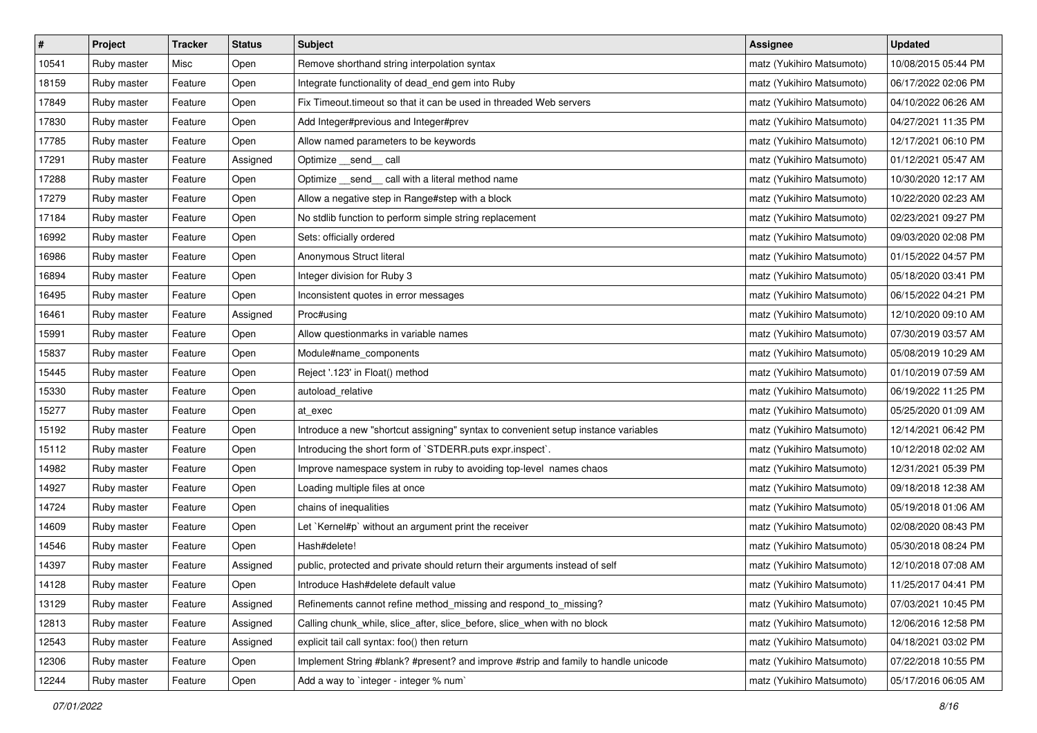| # | Project | Tracker | Status | Subject | Assignee | Updated |
|---|---|---|---|---|---|---|
| 10541 | Ruby master | Misc | Open | Remove shorthand string interpolation syntax | matz (Yukihiro Matsumoto) | 10/08/2015 05:44 PM |
| 18159 | Ruby master | Feature | Open | Integrate functionality of dead_end gem into Ruby | matz (Yukihiro Matsumoto) | 06/17/2022 02:06 PM |
| 17849 | Ruby master | Feature | Open | Fix Timeout.timeout so that it can be used in threaded Web servers | matz (Yukihiro Matsumoto) | 04/10/2022 06:26 AM |
| 17830 | Ruby master | Feature | Open | Add Integer#previous and Integer#prev | matz (Yukihiro Matsumoto) | 04/27/2021 11:35 PM |
| 17785 | Ruby master | Feature | Open | Allow named parameters to be keywords | matz (Yukihiro Matsumoto) | 12/17/2021 06:10 PM |
| 17291 | Ruby master | Feature | Assigned | Optimize __send__ call | matz (Yukihiro Matsumoto) | 01/12/2021 05:47 AM |
| 17288 | Ruby master | Feature | Open | Optimize __send__ call with a literal method name | matz (Yukihiro Matsumoto) | 10/30/2020 12:17 AM |
| 17279 | Ruby master | Feature | Open | Allow a negative step in Range#step with a block | matz (Yukihiro Matsumoto) | 10/22/2020 02:23 AM |
| 17184 | Ruby master | Feature | Open | No stdlib function to perform simple string replacement | matz (Yukihiro Matsumoto) | 02/23/2021 09:27 PM |
| 16992 | Ruby master | Feature | Open | Sets: officially ordered | matz (Yukihiro Matsumoto) | 09/03/2020 02:08 PM |
| 16986 | Ruby master | Feature | Open | Anonymous Struct literal | matz (Yukihiro Matsumoto) | 01/15/2022 04:57 PM |
| 16894 | Ruby master | Feature | Open | Integer division for Ruby 3 | matz (Yukihiro Matsumoto) | 05/18/2020 03:41 PM |
| 16495 | Ruby master | Feature | Open | Inconsistent quotes in error messages | matz (Yukihiro Matsumoto) | 06/15/2022 04:21 PM |
| 16461 | Ruby master | Feature | Assigned | Proc#using | matz (Yukihiro Matsumoto) | 12/10/2020 09:10 AM |
| 15991 | Ruby master | Feature | Open | Allow questionmarks in variable names | matz (Yukihiro Matsumoto) | 07/30/2019 03:57 AM |
| 15837 | Ruby master | Feature | Open | Module#name_components | matz (Yukihiro Matsumoto) | 05/08/2019 10:29 AM |
| 15445 | Ruby master | Feature | Open | Reject '.123' in Float() method | matz (Yukihiro Matsumoto) | 01/10/2019 07:59 AM |
| 15330 | Ruby master | Feature | Open | autoload_relative | matz (Yukihiro Matsumoto) | 06/19/2022 11:25 PM |
| 15277 | Ruby master | Feature | Open | at_exec | matz (Yukihiro Matsumoto) | 05/25/2020 01:09 AM |
| 15192 | Ruby master | Feature | Open | Introduce a new "shortcut assigning" syntax to convenient setup instance variables | matz (Yukihiro Matsumoto) | 12/14/2021 06:42 PM |
| 15112 | Ruby master | Feature | Open | Introducing the short form of `STDERR.puts expr.inspect`. | matz (Yukihiro Matsumoto) | 10/12/2018 02:02 AM |
| 14982 | Ruby master | Feature | Open | Improve namespace system in ruby to avoiding top-level names chaos | matz (Yukihiro Matsumoto) | 12/31/2021 05:39 PM |
| 14927 | Ruby master | Feature | Open | Loading multiple files at once | matz (Yukihiro Matsumoto) | 09/18/2018 12:38 AM |
| 14724 | Ruby master | Feature | Open | chains of inequalities | matz (Yukihiro Matsumoto) | 05/19/2018 01:06 AM |
| 14609 | Ruby master | Feature | Open | Let `Kernel#p` without an argument print the receiver | matz (Yukihiro Matsumoto) | 02/08/2020 08:43 PM |
| 14546 | Ruby master | Feature | Open | Hash#delete! | matz (Yukihiro Matsumoto) | 05/30/2018 08:24 PM |
| 14397 | Ruby master | Feature | Assigned | public, protected and private should return their arguments instead of self | matz (Yukihiro Matsumoto) | 12/10/2018 07:08 AM |
| 14128 | Ruby master | Feature | Open | Introduce Hash#delete default value | matz (Yukihiro Matsumoto) | 11/25/2017 04:41 PM |
| 13129 | Ruby master | Feature | Assigned | Refinements cannot refine method_missing and respond_to_missing? | matz (Yukihiro Matsumoto) | 07/03/2021 10:45 PM |
| 12813 | Ruby master | Feature | Assigned | Calling chunk_while, slice_after, slice_before, slice_when with no block | matz (Yukihiro Matsumoto) | 12/06/2016 12:58 PM |
| 12543 | Ruby master | Feature | Assigned | explicit tail call syntax: foo() then return | matz (Yukihiro Matsumoto) | 04/18/2021 03:02 PM |
| 12306 | Ruby master | Feature | Open | Implement String #blank? #present? and improve #strip and family to handle unicode | matz (Yukihiro Matsumoto) | 07/22/2018 10:55 PM |
| 12244 | Ruby master | Feature | Open | Add a way to `integer - integer % num` | matz (Yukihiro Matsumoto) | 05/17/2016 06:05 AM |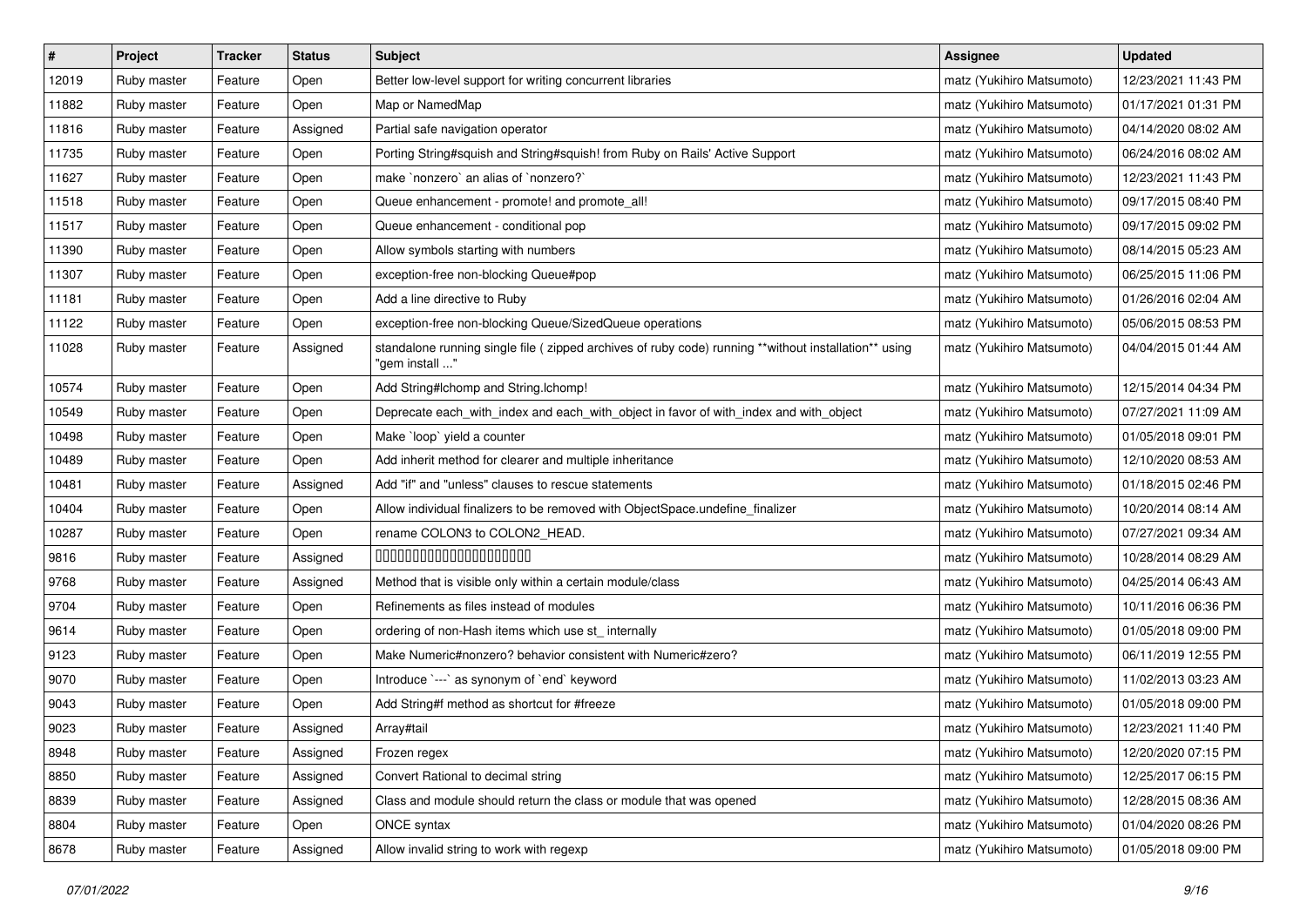| # | Project | Tracker | Status | Subject | Assignee | Updated |
|---|---|---|---|---|---|---|
| 12019 | Ruby master | Feature | Open | Better low-level support for writing concurrent libraries | matz (Yukihiro Matsumoto) | 12/23/2021 11:43 PM |
| 11882 | Ruby master | Feature | Open | Map or NamedMap | matz (Yukihiro Matsumoto) | 01/17/2021 01:31 PM |
| 11816 | Ruby master | Feature | Assigned | Partial safe navigation operator | matz (Yukihiro Matsumoto) | 04/14/2020 08:02 AM |
| 11735 | Ruby master | Feature | Open | Porting String#squish and String#squish! from Ruby on Rails' Active Support | matz (Yukihiro Matsumoto) | 06/24/2016 08:02 AM |
| 11627 | Ruby master | Feature | Open | make `nonzero` an alias of `nonzero?` | matz (Yukihiro Matsumoto) | 12/23/2021 11:43 PM |
| 11518 | Ruby master | Feature | Open | Queue enhancement - promote! and promote_all! | matz (Yukihiro Matsumoto) | 09/17/2015 08:40 PM |
| 11517 | Ruby master | Feature | Open | Queue enhancement - conditional pop | matz (Yukihiro Matsumoto) | 09/17/2015 09:02 PM |
| 11390 | Ruby master | Feature | Open | Allow symbols starting with numbers | matz (Yukihiro Matsumoto) | 08/14/2015 05:23 AM |
| 11307 | Ruby master | Feature | Open | exception-free non-blocking Queue#pop | matz (Yukihiro Matsumoto) | 06/25/2015 11:06 PM |
| 11181 | Ruby master | Feature | Open | Add a line directive to Ruby | matz (Yukihiro Matsumoto) | 01/26/2016 02:04 AM |
| 11122 | Ruby master | Feature | Open | exception-free non-blocking Queue/SizedQueue operations | matz (Yukihiro Matsumoto) | 05/06/2015 08:53 PM |
| 11028 | Ruby master | Feature | Assigned | standalone running single file ( zipped archives of ruby code) running **without installation** using "gem install ..." | matz (Yukihiro Matsumoto) | 04/04/2015 01:44 AM |
| 10574 | Ruby master | Feature | Open | Add String#lchomp and String.lchomp! | matz (Yukihiro Matsumoto) | 12/15/2014 04:34 PM |
| 10549 | Ruby master | Feature | Open | Deprecate each_with_index and each_with_object in favor of with_index and with_object | matz (Yukihiro Matsumoto) | 07/27/2021 11:09 AM |
| 10498 | Ruby master | Feature | Open | Make `loop` yield a counter | matz (Yukihiro Matsumoto) | 01/05/2018 09:01 PM |
| 10489 | Ruby master | Feature | Open | Add inherit method for clearer and multiple inheritance | matz (Yukihiro Matsumoto) | 12/10/2020 08:53 AM |
| 10481 | Ruby master | Feature | Assigned | Add "if" and "unless" clauses to rescue statements | matz (Yukihiro Matsumoto) | 01/18/2015 02:46 PM |
| 10404 | Ruby master | Feature | Open | Allow individual finalizers to be removed with ObjectSpace.undefine_finalizer | matz (Yukihiro Matsumoto) | 10/20/2014 08:14 AM |
| 10287 | Ruby master | Feature | Open | rename COLON3 to COLON2_HEAD. | matz (Yukihiro Matsumoto) | 07/27/2021 09:34 AM |
| 9816 | Ruby master | Feature | Assigned | 文字列内の数字を数値として比較するメソッド | matz (Yukihiro Matsumoto) | 10/28/2014 08:29 AM |
| 9768 | Ruby master | Feature | Assigned | Method that is visible only within a certain module/class | matz (Yukihiro Matsumoto) | 04/25/2014 06:43 AM |
| 9704 | Ruby master | Feature | Open | Refinements as files instead of modules | matz (Yukihiro Matsumoto) | 10/11/2016 06:36 PM |
| 9614 | Ruby master | Feature | Open | ordering of non-Hash items which use st_ internally | matz (Yukihiro Matsumoto) | 01/05/2018 09:00 PM |
| 9123 | Ruby master | Feature | Open | Make Numeric#nonzero? behavior consistent with Numeric#zero? | matz (Yukihiro Matsumoto) | 06/11/2019 12:55 PM |
| 9070 | Ruby master | Feature | Open | Introduce `---` as synonym of `end` keyword | matz (Yukihiro Matsumoto) | 11/02/2013 03:23 AM |
| 9043 | Ruby master | Feature | Open | Add String#f method as shortcut for #freeze | matz (Yukihiro Matsumoto) | 01/05/2018 09:00 PM |
| 9023 | Ruby master | Feature | Assigned | Array#tail | matz (Yukihiro Matsumoto) | 12/23/2021 11:40 PM |
| 8948 | Ruby master | Feature | Assigned | Frozen regex | matz (Yukihiro Matsumoto) | 12/20/2020 07:15 PM |
| 8850 | Ruby master | Feature | Assigned | Convert Rational to decimal string | matz (Yukihiro Matsumoto) | 12/25/2017 06:15 PM |
| 8839 | Ruby master | Feature | Assigned | Class and module should return the class or module that was opened | matz (Yukihiro Matsumoto) | 12/28/2015 08:36 AM |
| 8804 | Ruby master | Feature | Open | ONCE syntax | matz (Yukihiro Matsumoto) | 01/04/2020 08:26 PM |
| 8678 | Ruby master | Feature | Assigned | Allow invalid string to work with regexp | matz (Yukihiro Matsumoto) | 01/05/2018 09:00 PM |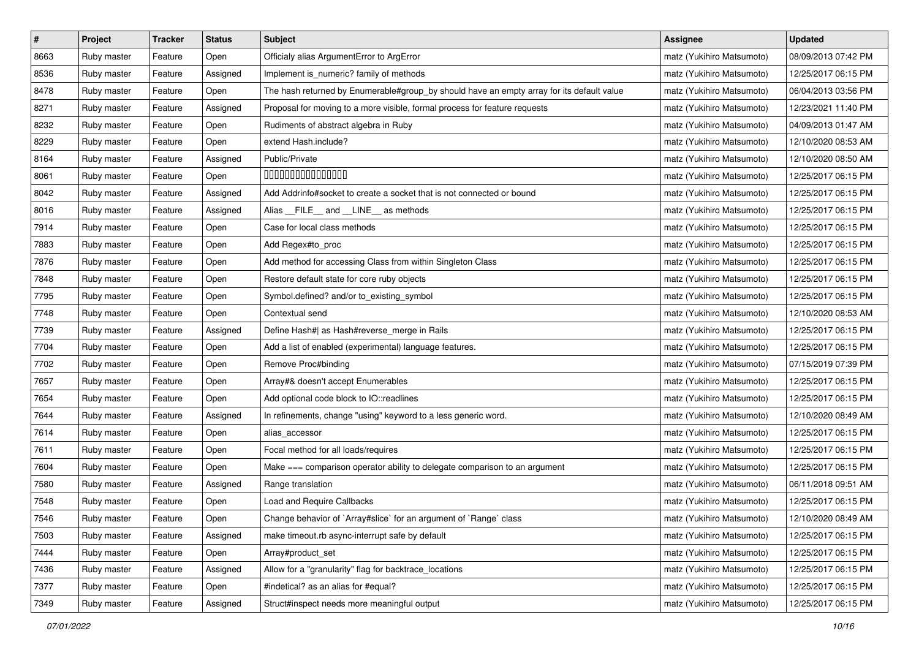| # | Project | Tracker | Status | Subject | Assignee | Updated |
|---|---|---|---|---|---|---|
| 8663 | Ruby master | Feature | Open | Officialy alias ArgumentError to ArgError | matz (Yukihiro Matsumoto) | 08/09/2013 07:42 PM |
| 8536 | Ruby master | Feature | Assigned | Implement is_numeric? family of methods | matz (Yukihiro Matsumoto) | 12/25/2017 06:15 PM |
| 8478 | Ruby master | Feature | Open | The hash returned by Enumerable#group_by should have an empty array for its default value | matz (Yukihiro Matsumoto) | 06/04/2013 03:56 PM |
| 8271 | Ruby master | Feature | Assigned | Proposal for moving to a more visible, formal process for feature requests | matz (Yukihiro Matsumoto) | 12/23/2021 11:40 PM |
| 8232 | Ruby master | Feature | Open | Rudiments of abstract algebra in Ruby | matz (Yukihiro Matsumoto) | 04/09/2013 01:47 AM |
| 8229 | Ruby master | Feature | Open | extend Hash.include? | matz (Yukihiro Matsumoto) | 12/10/2020 08:53 AM |
| 8164 | Ruby master | Feature | Assigned | Public/Private | matz (Yukihiro Matsumoto) | 12/10/2020 08:50 AM |
| 8061 | Ruby master | Feature | Open | 0000000000000000 | matz (Yukihiro Matsumoto) | 12/25/2017 06:15 PM |
| 8042 | Ruby master | Feature | Assigned | Add Addrinfo#socket to create a socket that is not connected or bound | matz (Yukihiro Matsumoto) | 12/25/2017 06:15 PM |
| 8016 | Ruby master | Feature | Assigned | Alias __FILE__ and __LINE__ as methods | matz (Yukihiro Matsumoto) | 12/25/2017 06:15 PM |
| 7914 | Ruby master | Feature | Open | Case for local class methods | matz (Yukihiro Matsumoto) | 12/25/2017 06:15 PM |
| 7883 | Ruby master | Feature | Open | Add Regex#to_proc | matz (Yukihiro Matsumoto) | 12/25/2017 06:15 PM |
| 7876 | Ruby master | Feature | Open | Add method for accessing Class from within Singleton Class | matz (Yukihiro Matsumoto) | 12/25/2017 06:15 PM |
| 7848 | Ruby master | Feature | Open | Restore default state for core ruby objects | matz (Yukihiro Matsumoto) | 12/25/2017 06:15 PM |
| 7795 | Ruby master | Feature | Open | Symbol.defined? and/or to_existing_symbol | matz (Yukihiro Matsumoto) | 12/25/2017 06:15 PM |
| 7748 | Ruby master | Feature | Open | Contextual send | matz (Yukihiro Matsumoto) | 12/10/2020 08:53 AM |
| 7739 | Ruby master | Feature | Assigned | Define Hash#\| as Hash#reverse_merge in Rails | matz (Yukihiro Matsumoto) | 12/25/2017 06:15 PM |
| 7704 | Ruby master | Feature | Open | Add a list of enabled (experimental) language features. | matz (Yukihiro Matsumoto) | 12/25/2017 06:15 PM |
| 7702 | Ruby master | Feature | Open | Remove Proc#binding | matz (Yukihiro Matsumoto) | 07/15/2019 07:39 PM |
| 7657 | Ruby master | Feature | Open | Array#& doesn't accept Enumerables | matz (Yukihiro Matsumoto) | 12/25/2017 06:15 PM |
| 7654 | Ruby master | Feature | Open | Add optional code block to IO::readlines | matz (Yukihiro Matsumoto) | 12/25/2017 06:15 PM |
| 7644 | Ruby master | Feature | Assigned | In refinements, change "using" keyword to a less generic word. | matz (Yukihiro Matsumoto) | 12/10/2020 08:49 AM |
| 7614 | Ruby master | Feature | Open | alias_accessor | matz (Yukihiro Matsumoto) | 12/25/2017 06:15 PM |
| 7611 | Ruby master | Feature | Open | Focal method for all loads/requires | matz (Yukihiro Matsumoto) | 12/25/2017 06:15 PM |
| 7604 | Ruby master | Feature | Open | Make === comparison operator ability to delegate comparison to an argument | matz (Yukihiro Matsumoto) | 12/25/2017 06:15 PM |
| 7580 | Ruby master | Feature | Assigned | Range translation | matz (Yukihiro Matsumoto) | 06/11/2018 09:51 AM |
| 7548 | Ruby master | Feature | Open | Load and Require Callbacks | matz (Yukihiro Matsumoto) | 12/25/2017 06:15 PM |
| 7546 | Ruby master | Feature | Open | Change behavior of `Array#slice` for an argument of `Range` class | matz (Yukihiro Matsumoto) | 12/10/2020 08:49 AM |
| 7503 | Ruby master | Feature | Assigned | make timeout.rb async-interrupt safe by default | matz (Yukihiro Matsumoto) | 12/25/2017 06:15 PM |
| 7444 | Ruby master | Feature | Open | Array#product_set | matz (Yukihiro Matsumoto) | 12/25/2017 06:15 PM |
| 7436 | Ruby master | Feature | Assigned | Allow for a "granularity" flag for backtrace_locations | matz (Yukihiro Matsumoto) | 12/25/2017 06:15 PM |
| 7377 | Ruby master | Feature | Open | #indetical? as an alias for #equal? | matz (Yukihiro Matsumoto) | 12/25/2017 06:15 PM |
| 7349 | Ruby master | Feature | Assigned | Struct#inspect needs more meaningful output | matz (Yukihiro Matsumoto) | 12/25/2017 06:15 PM |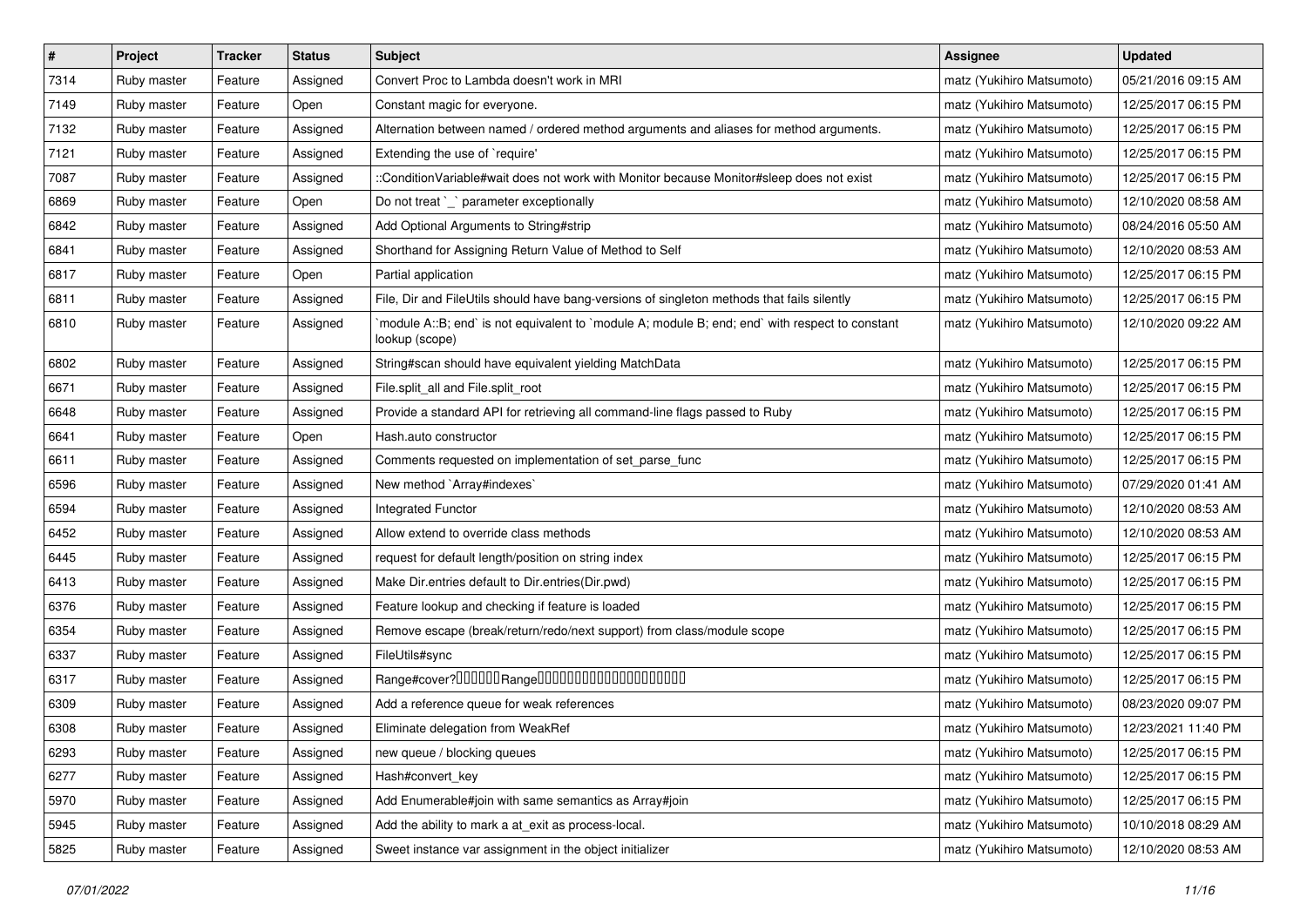| # | Project | Tracker | Status | Subject | Assignee | Updated |
|---|---|---|---|---|---|---|
| 7314 | Ruby master | Feature | Assigned | Convert Proc to Lambda doesn't work in MRI | matz (Yukihiro Matsumoto) | 05/21/2016 09:15 AM |
| 7149 | Ruby master | Feature | Open | Constant magic for everyone. | matz (Yukihiro Matsumoto) | 12/25/2017 06:15 PM |
| 7132 | Ruby master | Feature | Assigned | Alternation between named / ordered method arguments and aliases for method arguments. | matz (Yukihiro Matsumoto) | 12/25/2017 06:15 PM |
| 7121 | Ruby master | Feature | Assigned | Extending the use of `require' | matz (Yukihiro Matsumoto) | 12/25/2017 06:15 PM |
| 7087 | Ruby master | Feature | Assigned | ::ConditionVariable#wait does not work with Monitor because Monitor#sleep does not exist | matz (Yukihiro Matsumoto) | 12/25/2017 06:15 PM |
| 6869 | Ruby master | Feature | Open | Do not treat `_` parameter exceptionally | matz (Yukihiro Matsumoto) | 12/10/2020 08:58 AM |
| 6842 | Ruby master | Feature | Assigned | Add Optional Arguments to String#strip | matz (Yukihiro Matsumoto) | 08/24/2016 05:50 AM |
| 6841 | Ruby master | Feature | Assigned | Shorthand for Assigning Return Value of Method to Self | matz (Yukihiro Matsumoto) | 12/10/2020 08:53 AM |
| 6817 | Ruby master | Feature | Open | Partial application | matz (Yukihiro Matsumoto) | 12/25/2017 06:15 PM |
| 6811 | Ruby master | Feature | Assigned | File, Dir and FileUtils should have bang-versions of singleton methods that fails silently | matz (Yukihiro Matsumoto) | 12/25/2017 06:15 PM |
| 6810 | Ruby master | Feature | Assigned | `module A::B; end` is not equivalent to `module A; module B; end; end` with respect to constant lookup (scope) | matz (Yukihiro Matsumoto) | 12/10/2020 09:22 AM |
| 6802 | Ruby master | Feature | Assigned | String#scan should have equivalent yielding MatchData | matz (Yukihiro Matsumoto) | 12/25/2017 06:15 PM |
| 6671 | Ruby master | Feature | Assigned | File.split_all and File.split_root | matz (Yukihiro Matsumoto) | 12/25/2017 06:15 PM |
| 6648 | Ruby master | Feature | Assigned | Provide a standard API for retrieving all command-line flags passed to Ruby | matz (Yukihiro Matsumoto) | 12/25/2017 06:15 PM |
| 6641 | Ruby master | Feature | Open | Hash.auto constructor | matz (Yukihiro Matsumoto) | 12/25/2017 06:15 PM |
| 6611 | Ruby master | Feature | Assigned | Comments requested on implementation of set_parse_func | matz (Yukihiro Matsumoto) | 12/25/2017 06:15 PM |
| 6596 | Ruby master | Feature | Assigned | New method `Array#indexes` | matz (Yukihiro Matsumoto) | 07/29/2020 01:41 AM |
| 6594 | Ruby master | Feature | Assigned | Integrated Functor | matz (Yukihiro Matsumoto) | 12/10/2020 08:53 AM |
| 6452 | Ruby master | Feature | Assigned | Allow extend to override class methods | matz (Yukihiro Matsumoto) | 12/10/2020 08:53 AM |
| 6445 | Ruby master | Feature | Assigned | request for default length/position on string index | matz (Yukihiro Matsumoto) | 12/25/2017 06:15 PM |
| 6413 | Ruby master | Feature | Assigned | Make Dir.entries default to Dir.entries(Dir.pwd) | matz (Yukihiro Matsumoto) | 12/25/2017 06:15 PM |
| 6376 | Ruby master | Feature | Assigned | Feature lookup and checking if feature is loaded | matz (Yukihiro Matsumoto) | 12/25/2017 06:15 PM |
| 6354 | Ruby master | Feature | Assigned | Remove escape (break/return/redo/next support) from class/module scope | matz (Yukihiro Matsumoto) | 12/25/2017 06:15 PM |
| 6337 | Ruby master | Feature | Assigned | FileUtils#sync | matz (Yukihiro Matsumoto) | 12/25/2017 06:15 PM |
| 6317 | Ruby master | Feature | Assigned | Range#cover?□□□□□□Range□□□□□□□□□□□□□□□□□□□□ | matz (Yukihiro Matsumoto) | 12/25/2017 06:15 PM |
| 6309 | Ruby master | Feature | Assigned | Add a reference queue for weak references | matz (Yukihiro Matsumoto) | 08/23/2020 09:07 PM |
| 6308 | Ruby master | Feature | Assigned | Eliminate delegation from WeakRef | matz (Yukihiro Matsumoto) | 12/23/2021 11:40 PM |
| 6293 | Ruby master | Feature | Assigned | new queue / blocking queues | matz (Yukihiro Matsumoto) | 12/25/2017 06:15 PM |
| 6277 | Ruby master | Feature | Assigned | Hash#convert_key | matz (Yukihiro Matsumoto) | 12/25/2017 06:15 PM |
| 5970 | Ruby master | Feature | Assigned | Add Enumerable#join with same semantics as Array#join | matz (Yukihiro Matsumoto) | 12/25/2017 06:15 PM |
| 5945 | Ruby master | Feature | Assigned | Add the ability to mark a at_exit as process-local. | matz (Yukihiro Matsumoto) | 10/10/2018 08:29 AM |
| 5825 | Ruby master | Feature | Assigned | Sweet instance var assignment in the object initializer | matz (Yukihiro Matsumoto) | 12/10/2020 08:53 AM |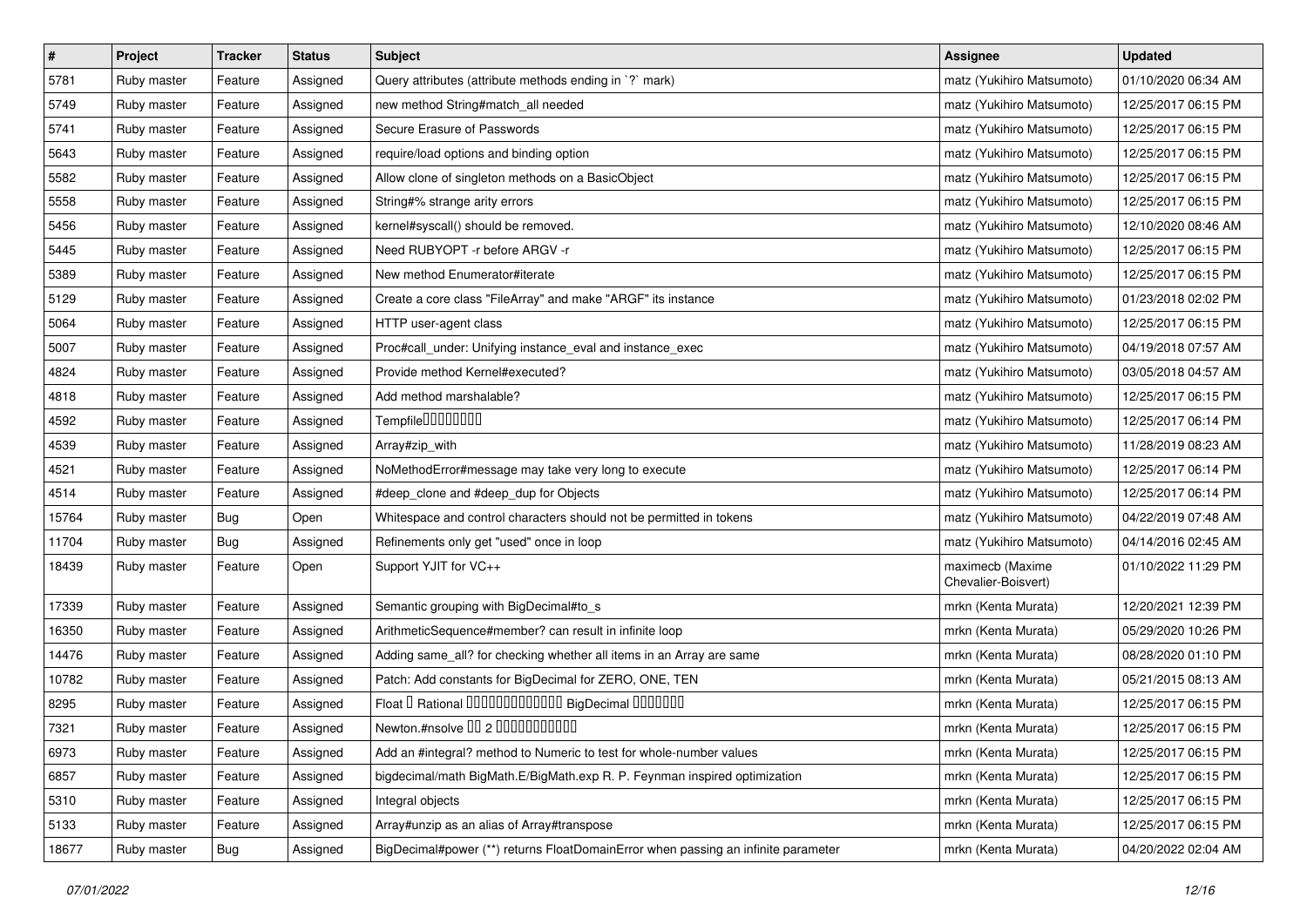| # | Project | Tracker | Status | Subject | Assignee | Updated |
| --- | --- | --- | --- | --- | --- | --- |
| 5781 | Ruby master | Feature | Assigned | Query attributes (attribute methods ending in `?` mark) | matz (Yukihiro Matsumoto) | 01/10/2020 06:34 AM |
| 5749 | Ruby master | Feature | Assigned | new method String#match_all needed | matz (Yukihiro Matsumoto) | 12/25/2017 06:15 PM |
| 5741 | Ruby master | Feature | Assigned | Secure Erasure of Passwords | matz (Yukihiro Matsumoto) | 12/25/2017 06:15 PM |
| 5643 | Ruby master | Feature | Assigned | require/load options and binding option | matz (Yukihiro Matsumoto) | 12/25/2017 06:15 PM |
| 5582 | Ruby master | Feature | Assigned | Allow clone of singleton methods on a BasicObject | matz (Yukihiro Matsumoto) | 12/25/2017 06:15 PM |
| 5558 | Ruby master | Feature | Assigned | String#% strange arity errors | matz (Yukihiro Matsumoto) | 12/25/2017 06:15 PM |
| 5456 | Ruby master | Feature | Assigned | kernel#syscall() should be removed. | matz (Yukihiro Matsumoto) | 12/10/2020 08:46 AM |
| 5445 | Ruby master | Feature | Assigned | Need RUBYOPT -r before ARGV -r | matz (Yukihiro Matsumoto) | 12/25/2017 06:15 PM |
| 5389 | Ruby master | Feature | Assigned | New method Enumerator#iterate | matz (Yukihiro Matsumoto) | 12/25/2017 06:15 PM |
| 5129 | Ruby master | Feature | Assigned | Create a core class "FileArray" and make "ARGF" its instance | matz (Yukihiro Matsumoto) | 01/23/2018 02:02 PM |
| 5064 | Ruby master | Feature | Assigned | HTTP user-agent class | matz (Yukihiro Matsumoto) | 12/25/2017 06:15 PM |
| 5007 | Ruby master | Feature | Assigned | Proc#call_under: Unifying instance_eval and instance_exec | matz (Yukihiro Matsumoto) | 04/19/2018 07:57 AM |
| 4824 | Ruby master | Feature | Assigned | Provide method Kernel#executed? | matz (Yukihiro Matsumoto) | 03/05/2018 04:57 AM |
| 4818 | Ruby master | Feature | Assigned | Add method marshalable? | matz (Yukihiro Matsumoto) | 12/25/2017 06:15 PM |
| 4592 | Ruby master | Feature | Assigned | Tempfile�������� | matz (Yukihiro Matsumoto) | 12/25/2017 06:14 PM |
| 4539 | Ruby master | Feature | Assigned | Array#zip_with | matz (Yukihiro Matsumoto) | 11/28/2019 08:23 AM |
| 4521 | Ruby master | Feature | Assigned | NoMethodError#message may take very long to execute | matz (Yukihiro Matsumoto) | 12/25/2017 06:14 PM |
| 4514 | Ruby master | Feature | Assigned | #deep_clone and #deep_dup for Objects | matz (Yukihiro Matsumoto) | 12/25/2017 06:14 PM |
| 15764 | Ruby master | Bug | Open | Whitespace and control characters should not be permitted in tokens | matz (Yukihiro Matsumoto) | 04/22/2019 07:48 AM |
| 11704 | Ruby master | Bug | Assigned | Refinements only get "used" once in loop | matz (Yukihiro Matsumoto) | 04/14/2016 02:45 AM |
| 18439 | Ruby master | Feature | Open | Support YJIT for VC++ | maximecb (Maxime Chevalier-Boisvert) | 01/10/2022 11:29 PM |
| 17339 | Ruby master | Feature | Assigned | Semantic grouping with BigDecimal#to_s | mrkn (Kenta Murata) | 12/20/2021 12:39 PM |
| 16350 | Ruby master | Feature | Assigned | ArithmeticSequence#member? can result in infinite loop | mrkn (Kenta Murata) | 05/29/2020 10:26 PM |
| 14476 | Ruby master | Feature | Assigned | Adding same_all? for checking whether all items in an Array are same | mrkn (Kenta Murata) | 08/28/2020 01:10 PM |
| 10782 | Ruby master | Feature | Assigned | Patch: Add constants for BigDecimal for ZERO, ONE, TEN | mrkn (Kenta Murata) | 05/21/2015 08:13 AM |
| 8295 | Ruby master | Feature | Assigned | Float � Rational ������������� BigDecimal ������� | mrkn (Kenta Murata) | 12/25/2017 06:15 PM |
| 7321 | Ruby master | Feature | Assigned | Newton.#nsolve �� 2 ����������� | mrkn (Kenta Murata) | 12/25/2017 06:15 PM |
| 6973 | Ruby master | Feature | Assigned | Add an #integral? method to Numeric to test for whole-number values | mrkn (Kenta Murata) | 12/25/2017 06:15 PM |
| 6857 | Ruby master | Feature | Assigned | bigdecimal/math BigMath.E/BigMath.exp R. P. Feynman inspired optimization | mrkn (Kenta Murata) | 12/25/2017 06:15 PM |
| 5310 | Ruby master | Feature | Assigned | Integral objects | mrkn (Kenta Murata) | 12/25/2017 06:15 PM |
| 5133 | Ruby master | Feature | Assigned | Array#unzip as an alias of Array#transpose | mrkn (Kenta Murata) | 12/25/2017 06:15 PM |
| 18677 | Ruby master | Bug | Assigned | BigDecimal#power (**) returns FloatDomainError when passing an infinite parameter | mrkn (Kenta Murata) | 04/20/2022 02:04 AM |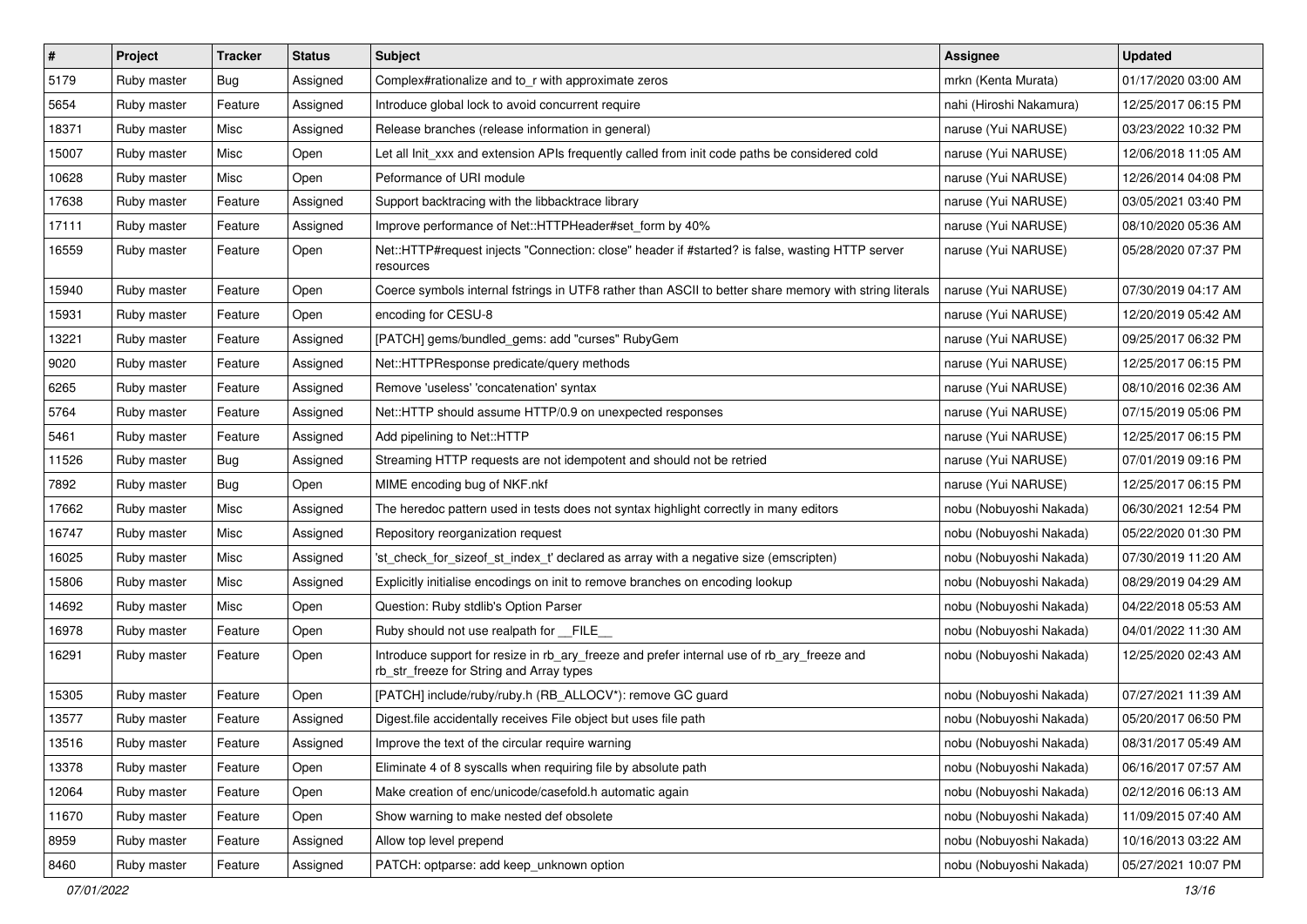| # | Project | Tracker | Status | Subject | Assignee | Updated |
|---|---|---|---|---|---|---|
| 5179 | Ruby master | Bug | Assigned | Complex#rationalize and to_r with approximate zeros | mrkn (Kenta Murata) | 01/17/2020 03:00 AM |
| 5654 | Ruby master | Feature | Assigned | Introduce global lock to avoid concurrent require | nahi (Hiroshi Nakamura) | 12/25/2017 06:15 PM |
| 18371 | Ruby master | Misc | Assigned | Release branches (release information in general) | naruse (Yui NARUSE) | 03/23/2022 10:32 PM |
| 15007 | Ruby master | Misc | Open | Let all Init_xxx and extension APIs frequently called from init code paths be considered cold | naruse (Yui NARUSE) | 12/06/2018 11:05 AM |
| 10628 | Ruby master | Misc | Open | Peformance of URI module | naruse (Yui NARUSE) | 12/26/2014 04:08 PM |
| 17638 | Ruby master | Feature | Assigned | Support backtracing with the libbacktrace library | naruse (Yui NARUSE) | 03/05/2021 03:40 PM |
| 17111 | Ruby master | Feature | Assigned | Improve performance of Net::HTTPHeader#set_form by 40% | naruse (Yui NARUSE) | 08/10/2020 05:36 AM |
| 16559 | Ruby master | Feature | Open | Net::HTTP#request injects "Connection: close" header if #started? is false, wasting HTTP server resources | naruse (Yui NARUSE) | 05/28/2020 07:37 PM |
| 15940 | Ruby master | Feature | Open | Coerce symbols internal fstrings in UTF8 rather than ASCII to better share memory with string literals | naruse (Yui NARUSE) | 07/30/2019 04:17 AM |
| 15931 | Ruby master | Feature | Open | encoding for CESU-8 | naruse (Yui NARUSE) | 12/20/2019 05:42 AM |
| 13221 | Ruby master | Feature | Assigned | [PATCH] gems/bundled_gems: add "curses" RubyGem | naruse (Yui NARUSE) | 09/25/2017 06:32 PM |
| 9020 | Ruby master | Feature | Assigned | Net::HTTPResponse predicate/query methods | naruse (Yui NARUSE) | 12/25/2017 06:15 PM |
| 6265 | Ruby master | Feature | Assigned | Remove 'useless' 'concatenation' syntax | naruse (Yui NARUSE) | 08/10/2016 02:36 AM |
| 5764 | Ruby master | Feature | Assigned | Net::HTTP should assume HTTP/0.9 on unexpected responses | naruse (Yui NARUSE) | 07/15/2019 05:06 PM |
| 5461 | Ruby master | Feature | Assigned | Add pipelining to Net::HTTP | naruse (Yui NARUSE) | 12/25/2017 06:15 PM |
| 11526 | Ruby master | Bug | Assigned | Streaming HTTP requests are not idempotent and should not be retried | naruse (Yui NARUSE) | 07/01/2019 09:16 PM |
| 7892 | Ruby master | Bug | Open | MIME encoding bug of NKF.nkf | naruse (Yui NARUSE) | 12/25/2017 06:15 PM |
| 17662 | Ruby master | Misc | Assigned | The heredoc pattern used in tests does not syntax highlight correctly in many editors | nobu (Nobuyoshi Nakada) | 06/30/2021 12:54 PM |
| 16747 | Ruby master | Misc | Assigned | Repository reorganization request | nobu (Nobuyoshi Nakada) | 05/22/2020 01:30 PM |
| 16025 | Ruby master | Misc | Assigned | 'st_check_for_sizeof_st_index_t' declared as array with a negative size (emscripten) | nobu (Nobuyoshi Nakada) | 07/30/2019 11:20 AM |
| 15806 | Ruby master | Misc | Assigned | Explicitly initialise encodings on init to remove branches on encoding lookup | nobu (Nobuyoshi Nakada) | 08/29/2019 04:29 AM |
| 14692 | Ruby master | Misc | Open | Question: Ruby stdlib's Option Parser | nobu (Nobuyoshi Nakada) | 04/22/2018 05:53 AM |
| 16978 | Ruby master | Feature | Open | Ruby should not use realpath for __FILE__ | nobu (Nobuyoshi Nakada) | 04/01/2022 11:30 AM |
| 16291 | Ruby master | Feature | Open | Introduce support for resize in rb_ary_freeze and prefer internal use of rb_ary_freeze and rb_str_freeze for String and Array types | nobu (Nobuyoshi Nakada) | 12/25/2020 02:43 AM |
| 15305 | Ruby master | Feature | Open | [PATCH] include/ruby/ruby.h (RB_ALLOCV*): remove GC guard | nobu (Nobuyoshi Nakada) | 07/27/2021 11:39 AM |
| 13577 | Ruby master | Feature | Assigned | Digest.file accidentally receives File object but uses file path | nobu (Nobuyoshi Nakada) | 05/20/2017 06:50 PM |
| 13516 | Ruby master | Feature | Assigned | Improve the text of the circular require warning | nobu (Nobuyoshi Nakada) | 08/31/2017 05:49 AM |
| 13378 | Ruby master | Feature | Open | Eliminate 4 of 8 syscalls when requiring file by absolute path | nobu (Nobuyoshi Nakada) | 06/16/2017 07:57 AM |
| 12064 | Ruby master | Feature | Open | Make creation of enc/unicode/casefold.h automatic again | nobu (Nobuyoshi Nakada) | 02/12/2016 06:13 AM |
| 11670 | Ruby master | Feature | Open | Show warning to make nested def obsolete | nobu (Nobuyoshi Nakada) | 11/09/2015 07:40 AM |
| 8959 | Ruby master | Feature | Assigned | Allow top level prepend | nobu (Nobuyoshi Nakada) | 10/16/2013 03:22 AM |
| 8460 | Ruby master | Feature | Assigned | PATCH: optparse: add keep_unknown option | nobu (Nobuyoshi Nakada) | 05/27/2021 10:07 PM |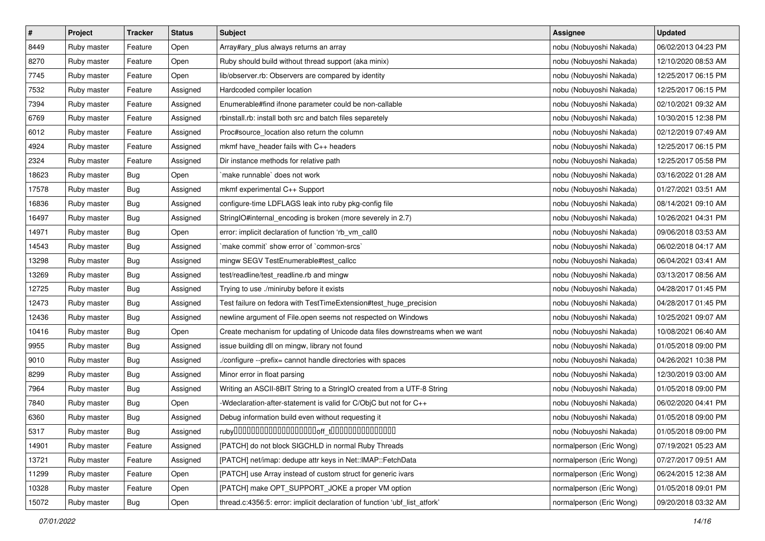| # | Project | Tracker | Status | Subject | Assignee | Updated |
|---|---|---|---|---|---|---|
| 8449 | Ruby master | Feature | Open | Array#ary_plus always returns an array | nobu (Nobuyoshi Nakada) | 06/02/2013 04:23 PM |
| 8270 | Ruby master | Feature | Open | Ruby should build without thread support (aka minix) | nobu (Nobuyoshi Nakada) | 12/10/2020 08:53 AM |
| 7745 | Ruby master | Feature | Open | lib/observer.rb: Observers are compared by identity | nobu (Nobuyoshi Nakada) | 12/25/2017 06:15 PM |
| 7532 | Ruby master | Feature | Assigned | Hardcoded compiler location | nobu (Nobuyoshi Nakada) | 12/25/2017 06:15 PM |
| 7394 | Ruby master | Feature | Assigned | Enumerable#find ifnone parameter could be non-callable | nobu (Nobuyoshi Nakada) | 02/10/2021 09:32 AM |
| 6769 | Ruby master | Feature | Assigned | rbinstall.rb: install both src and batch files separetely | nobu (Nobuyoshi Nakada) | 10/30/2015 12:38 PM |
| 6012 | Ruby master | Feature | Assigned | Proc#source_location also return the column | nobu (Nobuyoshi Nakada) | 02/12/2019 07:49 AM |
| 4924 | Ruby master | Feature | Assigned | mkmf have_header fails with C++ headers | nobu (Nobuyoshi Nakada) | 12/25/2017 06:15 PM |
| 2324 | Ruby master | Feature | Assigned | Dir instance methods for relative path | nobu (Nobuyoshi Nakada) | 12/25/2017 05:58 PM |
| 18623 | Ruby master | Bug | Open | `make runnable` does not work | nobu (Nobuyoshi Nakada) | 03/16/2022 01:28 AM |
| 17578 | Ruby master | Bug | Assigned | mkmf experimental C++ Support | nobu (Nobuyoshi Nakada) | 01/27/2021 03:51 AM |
| 16836 | Ruby master | Bug | Assigned | configure-time LDFLAGS leak into ruby pkg-config file | nobu (Nobuyoshi Nakada) | 08/14/2021 09:10 AM |
| 16497 | Ruby master | Bug | Assigned | StringIO#internal_encoding is broken (more severely in 2.7) | nobu (Nobuyoshi Nakada) | 10/26/2021 04:31 PM |
| 14971 | Ruby master | Bug | Open | error: implicit declaration of function ‘rb_vm_call0 | nobu (Nobuyoshi Nakada) | 09/06/2018 03:53 AM |
| 14543 | Ruby master | Bug | Assigned | `make commit` show error of `common-srcs` | nobu (Nobuyoshi Nakada) | 06/02/2018 04:17 AM |
| 13298 | Ruby master | Bug | Assigned | mingw SEGV TestEnumerable#test_callcc | nobu (Nobuyoshi Nakada) | 06/04/2021 03:41 AM |
| 13269 | Ruby master | Bug | Assigned | test/readline/test_readline.rb and mingw | nobu (Nobuyoshi Nakada) | 03/13/2017 08:56 AM |
| 12725 | Ruby master | Bug | Assigned | Trying to use ./miniruby before it exists | nobu (Nobuyoshi Nakada) | 04/28/2017 01:45 PM |
| 12473 | Ruby master | Bug | Assigned | Test failure on fedora with TestTimeExtension#test_huge_precision | nobu (Nobuyoshi Nakada) | 04/28/2017 01:45 PM |
| 12436 | Ruby master | Bug | Assigned | newline argument of File.open seems not respected on Windows | nobu (Nobuyoshi Nakada) | 10/25/2021 09:07 AM |
| 10416 | Ruby master | Bug | Open | Create mechanism for updating of Unicode data files downstreams when we want | nobu (Nobuyoshi Nakada) | 10/08/2021 06:40 AM |
| 9955 | Ruby master | Bug | Assigned | issue building dll on mingw, library not found | nobu (Nobuyoshi Nakada) | 01/05/2018 09:00 PM |
| 9010 | Ruby master | Bug | Assigned | ./configure --prefix= cannot handle directories with spaces | nobu (Nobuyoshi Nakada) | 04/26/2021 10:38 PM |
| 8299 | Ruby master | Bug | Assigned | Minor error in float parsing | nobu (Nobuyoshi Nakada) | 12/30/2019 03:00 AM |
| 7964 | Ruby master | Bug | Assigned | Writing an ASCII-8BIT String to a StringIO created from a UTF-8 String | nobu (Nobuyoshi Nakada) | 01/05/2018 09:00 PM |
| 7840 | Ruby master | Bug | Open | -Wdeclaration-after-statement is valid for C/ObjC but not for C++ | nobu (Nobuyoshi Nakada) | 06/02/2020 04:41 PM |
| 6360 | Ruby master | Bug | Assigned | Debug information build even without requesting it | nobu (Nobuyoshi Nakada) | 01/05/2018 09:00 PM |
| 5317 | Ruby master | Bug | Assigned | ruby□□□□□□□□□□□□□□□□□□□□off_t□□□□□□□□□□□□□□□ | nobu (Nobuyoshi Nakada) | 01/05/2018 09:00 PM |
| 14901 | Ruby master | Feature | Assigned | [PATCH] do not block SIGCHLD in normal Ruby Threads | normalperson (Eric Wong) | 07/19/2021 05:23 AM |
| 13721 | Ruby master | Feature | Assigned | [PATCH] net/imap: dedupe attr keys in Net::IMAP::FetchData | normalperson (Eric Wong) | 07/27/2017 09:51 AM |
| 11299 | Ruby master | Feature | Open | [PATCH] use Array instead of custom struct for generic ivars | normalperson (Eric Wong) | 06/24/2015 12:38 AM |
| 10328 | Ruby master | Feature | Open | [PATCH] make OPT_SUPPORT_JOKE a proper VM option | normalperson (Eric Wong) | 01/05/2018 09:01 PM |
| 15072 | Ruby master | Bug | Open | thread.c:4356:5: error: implicit declaration of function ‘ubf_list_atfork’ | normalperson (Eric Wong) | 09/20/2018 03:32 AM |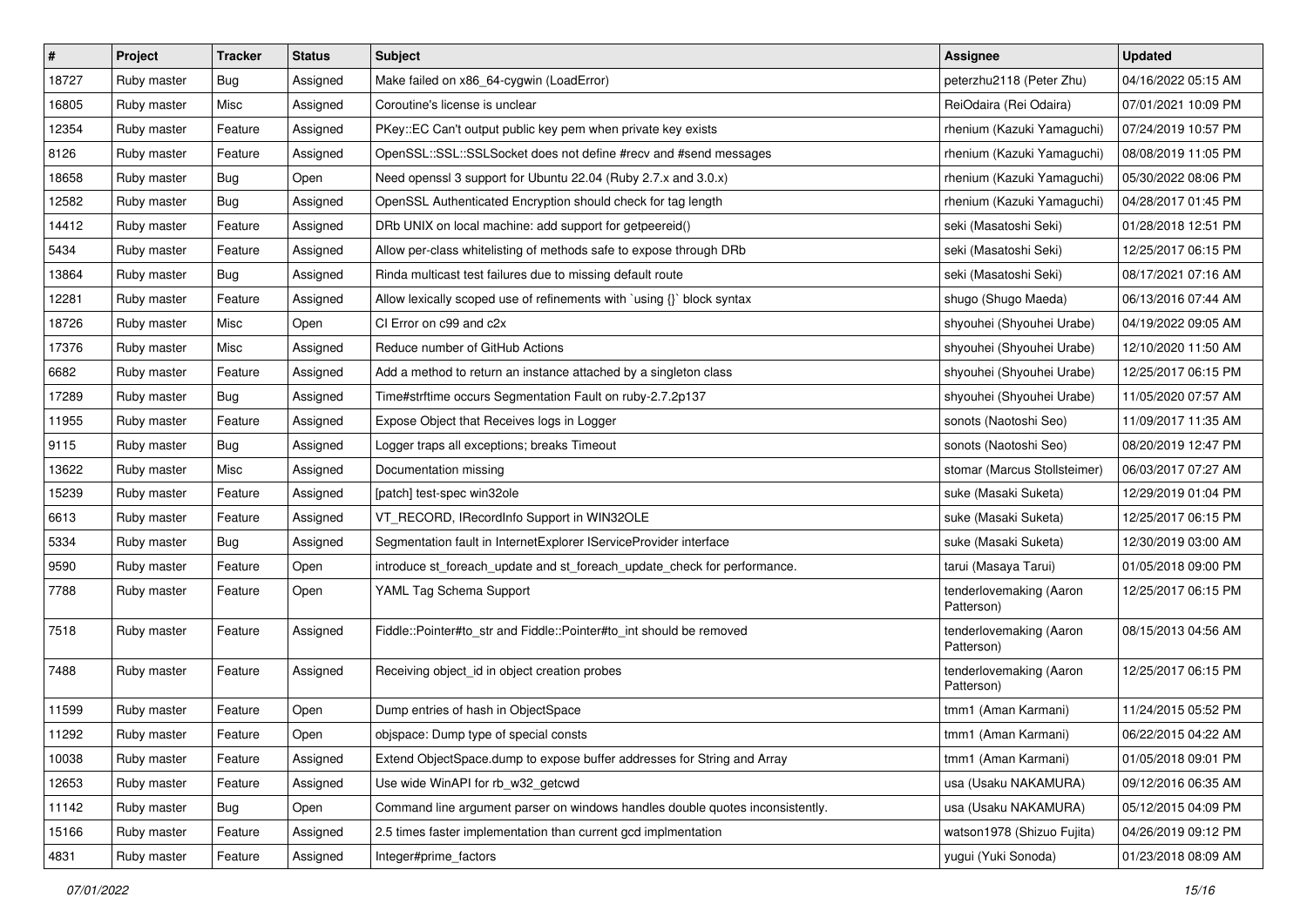| # | Project | Tracker | Status | Subject | Assignee | Updated |
|---|---|---|---|---|---|---|
| 18727 | Ruby master | Bug | Assigned | Make failed on x86_64-cygwin (LoadError) | peterzhu2118 (Peter Zhu) | 04/16/2022 05:15 AM |
| 16805 | Ruby master | Misc | Assigned | Coroutine's license is unclear | ReiOdaira (Rei Odaira) | 07/01/2021 10:09 PM |
| 12354 | Ruby master | Feature | Assigned | PKey::EC Can't output public key pem when private key exists | rhenium (Kazuki Yamaguchi) | 07/24/2019 10:57 PM |
| 8126 | Ruby master | Feature | Assigned | OpenSSL::SSL::SSLSocket does not define #recv and #send messages | rhenium (Kazuki Yamaguchi) | 08/08/2019 11:05 PM |
| 18658 | Ruby master | Bug | Open | Need openssl 3 support for Ubuntu 22.04 (Ruby 2.7.x and 3.0.x) | rhenium (Kazuki Yamaguchi) | 05/30/2022 08:06 PM |
| 12582 | Ruby master | Bug | Assigned | OpenSSL Authenticated Encryption should check for tag length | rhenium (Kazuki Yamaguchi) | 04/28/2017 01:45 PM |
| 14412 | Ruby master | Feature | Assigned | DRb UNIX on local machine: add support for getpeereid() | seki (Masatoshi Seki) | 01/28/2018 12:51 PM |
| 5434 | Ruby master | Feature | Assigned | Allow per-class whitelisting of methods safe to expose through DRb | seki (Masatoshi Seki) | 12/25/2017 06:15 PM |
| 13864 | Ruby master | Bug | Assigned | Rinda multicast test failures due to missing default route | seki (Masatoshi Seki) | 08/17/2021 07:16 AM |
| 12281 | Ruby master | Feature | Assigned | Allow lexically scoped use of refinements with `using {}` block syntax | shugo (Shugo Maeda) | 06/13/2016 07:44 AM |
| 18726 | Ruby master | Misc | Open | CI Error on c99 and c2x | shyouhei (Shyouhei Urabe) | 04/19/2022 09:05 AM |
| 17376 | Ruby master | Misc | Assigned | Reduce number of GitHub Actions | shyouhei (Shyouhei Urabe) | 12/10/2020 11:50 AM |
| 6682 | Ruby master | Feature | Assigned | Add a method to return an instance attached by a singleton class | shyouhei (Shyouhei Urabe) | 12/25/2017 06:15 PM |
| 17289 | Ruby master | Bug | Assigned | Time#strftime occurs Segmentation Fault on ruby-2.7.2p137 | shyouhei (Shyouhei Urabe) | 11/05/2020 07:57 AM |
| 11955 | Ruby master | Feature | Assigned | Expose Object that Receives logs in Logger | sonots (Naotoshi Seo) | 11/09/2017 11:35 AM |
| 9115 | Ruby master | Bug | Assigned | Logger traps all exceptions; breaks Timeout | sonots (Naotoshi Seo) | 08/20/2019 12:47 PM |
| 13622 | Ruby master | Misc | Assigned | Documentation missing | stomar (Marcus Stollsteimer) | 06/03/2017 07:27 AM |
| 15239 | Ruby master | Feature | Assigned | [patch] test-spec win32ole | suke (Masaki Suketa) | 12/29/2019 01:04 PM |
| 6613 | Ruby master | Feature | Assigned | VT_RECORD, IRecordInfo Support in WIN32OLE | suke (Masaki Suketa) | 12/25/2017 06:15 PM |
| 5334 | Ruby master | Bug | Assigned | Segmentation fault in InternetExplorer IServiceProvider interface | suke (Masaki Suketa) | 12/30/2019 03:00 AM |
| 9590 | Ruby master | Feature | Open | introduce st_foreach_update and st_foreach_update_check for performance. | tarui (Masaya Tarui) | 01/05/2018 09:00 PM |
| 7788 | Ruby master | Feature | Open | YAML Tag Schema Support | tenderlovemaking (Aaron Patterson) | 12/25/2017 06:15 PM |
| 7518 | Ruby master | Feature | Assigned | Fiddle::Pointer#to_str and Fiddle::Pointer#to_int should be removed | tenderlovemaking (Aaron Patterson) | 08/15/2013 04:56 AM |
| 7488 | Ruby master | Feature | Assigned | Receiving object_id in object creation probes | tenderlovemaking (Aaron Patterson) | 12/25/2017 06:15 PM |
| 11599 | Ruby master | Feature | Open | Dump entries of hash in ObjectSpace | tmm1 (Aman Karmani) | 11/24/2015 05:52 PM |
| 11292 | Ruby master | Feature | Open | objspace: Dump type of special consts | tmm1 (Aman Karmani) | 06/22/2015 04:22 AM |
| 10038 | Ruby master | Feature | Assigned | Extend ObjectSpace.dump to expose buffer addresses for String and Array | tmm1 (Aman Karmani) | 01/05/2018 09:01 PM |
| 12653 | Ruby master | Feature | Assigned | Use wide WinAPI for rb_w32_getcwd | usa (Usaku NAKAMURA) | 09/12/2016 06:35 AM |
| 11142 | Ruby master | Bug | Open | Command line argument parser on windows handles double quotes inconsistently. | usa (Usaku NAKAMURA) | 05/12/2015 04:09 PM |
| 15166 | Ruby master | Feature | Assigned | 2.5 times faster implementation than current gcd implmentation | watson1978 (Shizuo Fujita) | 04/26/2019 09:12 PM |
| 4831 | Ruby master | Feature | Assigned | Integer#prime_factors | yugui (Yuki Sonoda) | 01/23/2018 08:09 AM |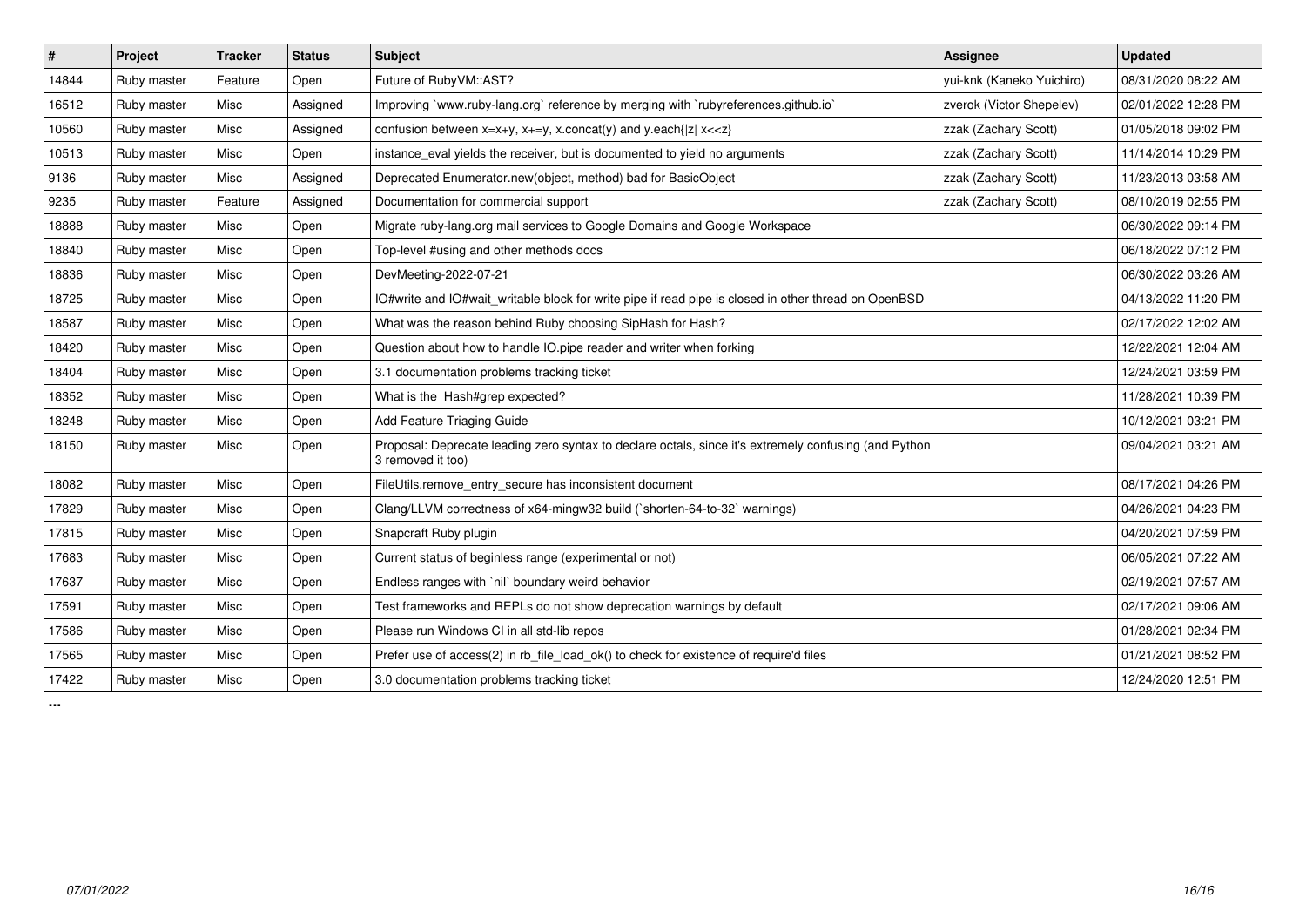| # | Project | Tracker | Status | Subject | Assignee | Updated |
|---|---|---|---|---|---|---|
| 14844 | Ruby master | Feature | Open | Future of RubyVM::AST? | yui-knk (Kaneko Yuichiro) | 08/31/2020 08:22 AM |
| 16512 | Ruby master | Misc | Assigned | Improving `www.ruby-lang.org` reference by merging with `rubyreferences.github.io` | zverok (Victor Shepelev) | 02/01/2022 12:28 PM |
| 10560 | Ruby master | Misc | Assigned | confusion between x=x+y, x+=y, x.concat(y) and y.each{\|z\| x<<z} | zzak (Zachary Scott) | 01/05/2018 09:02 PM |
| 10513 | Ruby master | Misc | Open | instance_eval yields the receiver, but is documented to yield no arguments | zzak (Zachary Scott) | 11/14/2014 10:29 PM |
| 9136 | Ruby master | Misc | Assigned | Deprecated Enumerator.new(object, method) bad for BasicObject | zzak (Zachary Scott) | 11/23/2013 03:58 AM |
| 9235 | Ruby master | Feature | Assigned | Documentation for commercial support | zzak (Zachary Scott) | 08/10/2019 02:55 PM |
| 18888 | Ruby master | Misc | Open | Migrate ruby-lang.org mail services to Google Domains and Google Workspace | | 06/30/2022 09:14 PM |
| 18840 | Ruby master | Misc | Open | Top-level #using and other methods docs | | 06/18/2022 07:12 PM |
| 18836 | Ruby master | Misc | Open | DevMeeting-2022-07-21 | | 06/30/2022 03:26 AM |
| 18725 | Ruby master | Misc | Open | IO#write and IO#wait_writable block for write pipe if read pipe is closed in other thread on OpenBSD | | 04/13/2022 11:20 PM |
| 18587 | Ruby master | Misc | Open | What was the reason behind Ruby choosing SipHash for Hash? | | 02/17/2022 12:02 AM |
| 18420 | Ruby master | Misc | Open | Question about how to handle IO.pipe reader and writer when forking | | 12/22/2021 12:04 AM |
| 18404 | Ruby master | Misc | Open | 3.1 documentation problems tracking ticket | | 12/24/2021 03:59 PM |
| 18352 | Ruby master | Misc | Open | What is the Hash#grep expected? | | 11/28/2021 10:39 PM |
| 18248 | Ruby master | Misc | Open | Add Feature Triaging Guide | | 10/12/2021 03:21 PM |
| 18150 | Ruby master | Misc | Open | Proposal: Deprecate leading zero syntax to declare octals, since it's extremely confusing (and Python 3 removed it too) | | 09/04/2021 03:21 AM |
| 18082 | Ruby master | Misc | Open | FileUtils.remove_entry_secure has inconsistent document | | 08/17/2021 04:26 PM |
| 17829 | Ruby master | Misc | Open | Clang/LLVM correctness of x64-mingw32 build (`shorten-64-to-32` warnings) | | 04/26/2021 04:23 PM |
| 17815 | Ruby master | Misc | Open | Snapcraft Ruby plugin | | 04/20/2021 07:59 PM |
| 17683 | Ruby master | Misc | Open | Current status of beginless range (experimental or not) | | 06/05/2021 07:22 AM |
| 17637 | Ruby master | Misc | Open | Endless ranges with `nil` boundary weird behavior | | 02/19/2021 07:57 AM |
| 17591 | Ruby master | Misc | Open | Test frameworks and REPLs do not show deprecation warnings by default | | 02/17/2021 09:06 AM |
| 17586 | Ruby master | Misc | Open | Please run Windows CI in all std-lib repos | | 01/28/2021 02:34 PM |
| 17565 | Ruby master | Misc | Open | Prefer use of access(2) in rb_file_load_ok() to check for existence of require'd files | | 01/21/2021 08:52 PM |
| 17422 | Ruby master | Misc | Open | 3.0 documentation problems tracking ticket | | 12/24/2020 12:51 PM |

...